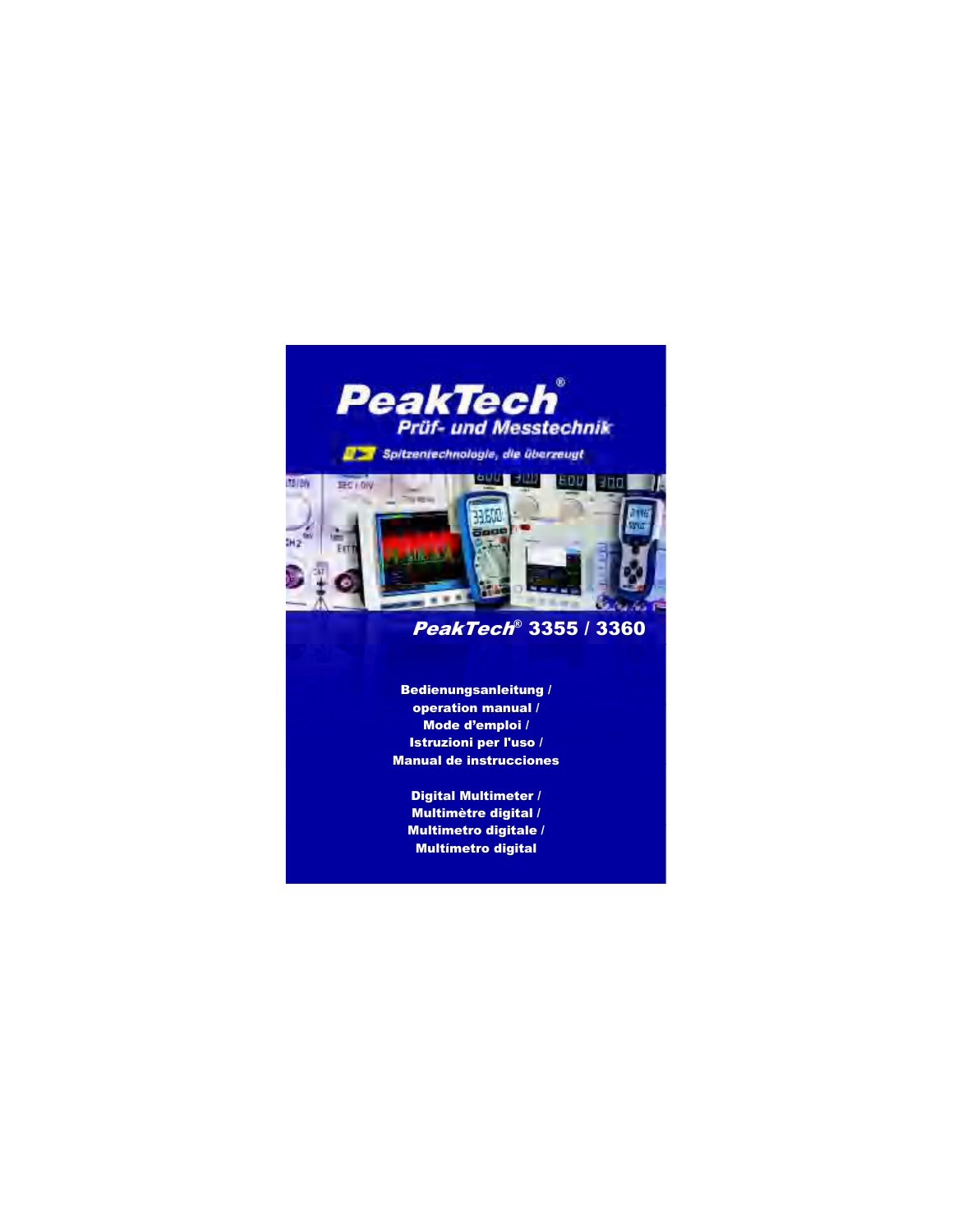# PeakTech®

**Prüf- und Messtechnik**

Spitzentechnologie, die überzeugt

## PeakTech® 3355 / 3360

**Bedienungsanleitung /
operation manual /
Mode d'emploi /
Istruzioni per l'uso /
Manual de instrucciones**

**Digital Multimeter /
Multimètre digital /
Multimetro digitale /
Multímetro digital**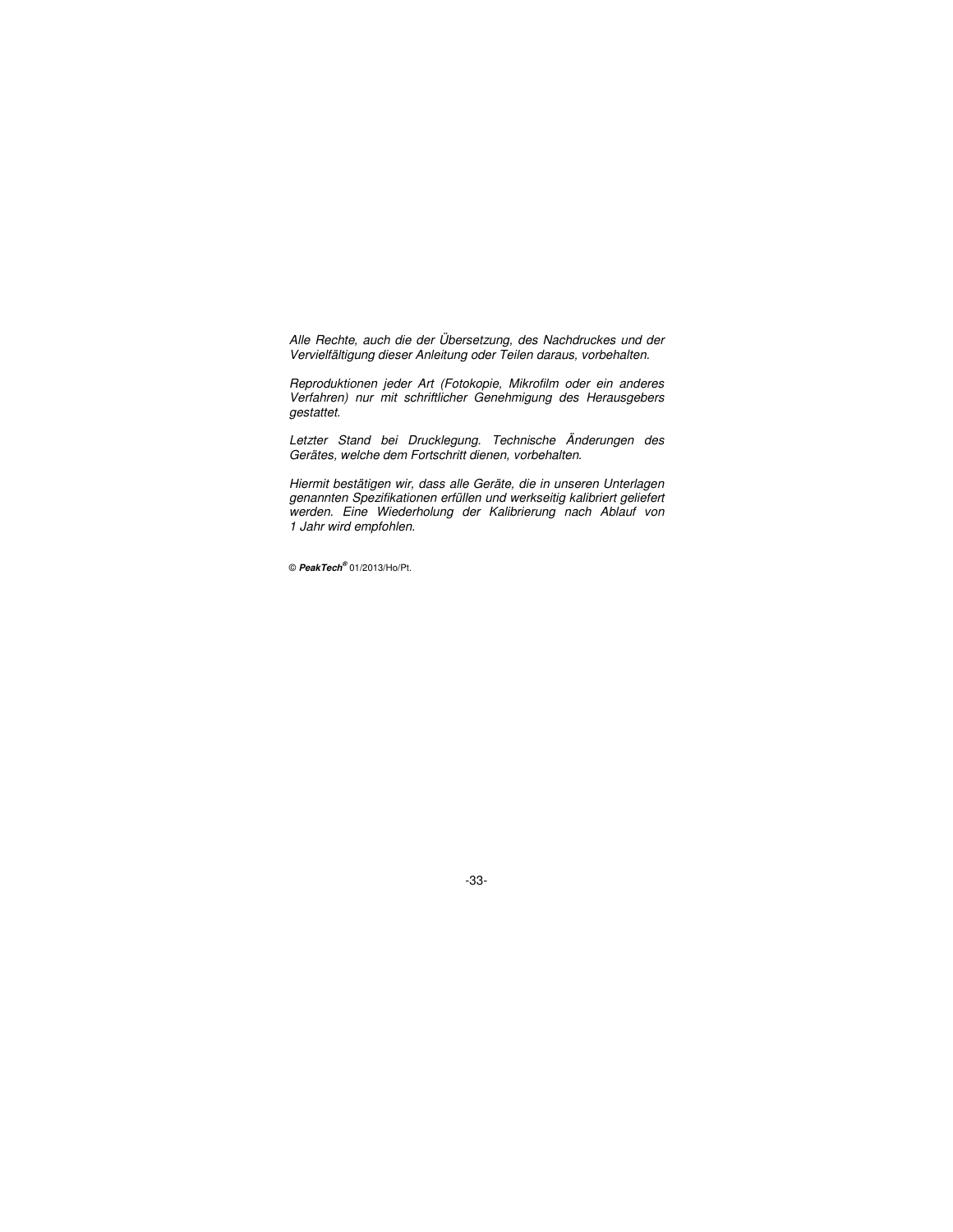*Alle Rechte, auch die der Übersetzung, des Nachdruckes und der Vervielfältigung dieser Anleitung oder Teilen daraus, vorbehalten.*

*Reproduktionen jeder Art (Fotokopie, Mikrofilm oder ein anderes Verfahren) nur mit schriftlicher Genehmigung des Herausgebers gestattet.*

*Letzter Stand bei Drucklegung. Technische Änderungen des Gerätes, welche dem Fortschritt dienen, vorbehalten.*

*Hiermit bestätigen wir, dass alle Geräte, die in unseren Unterlagen genannten Spezifikationen erfüllen und werkseitig kalibriert geliefert werden. Eine Wiederholung der Kalibrierung nach Ablauf von 1 Jahr wird empfohlen.*

© ***PeakTech***® 01/2013/Ho/Pt.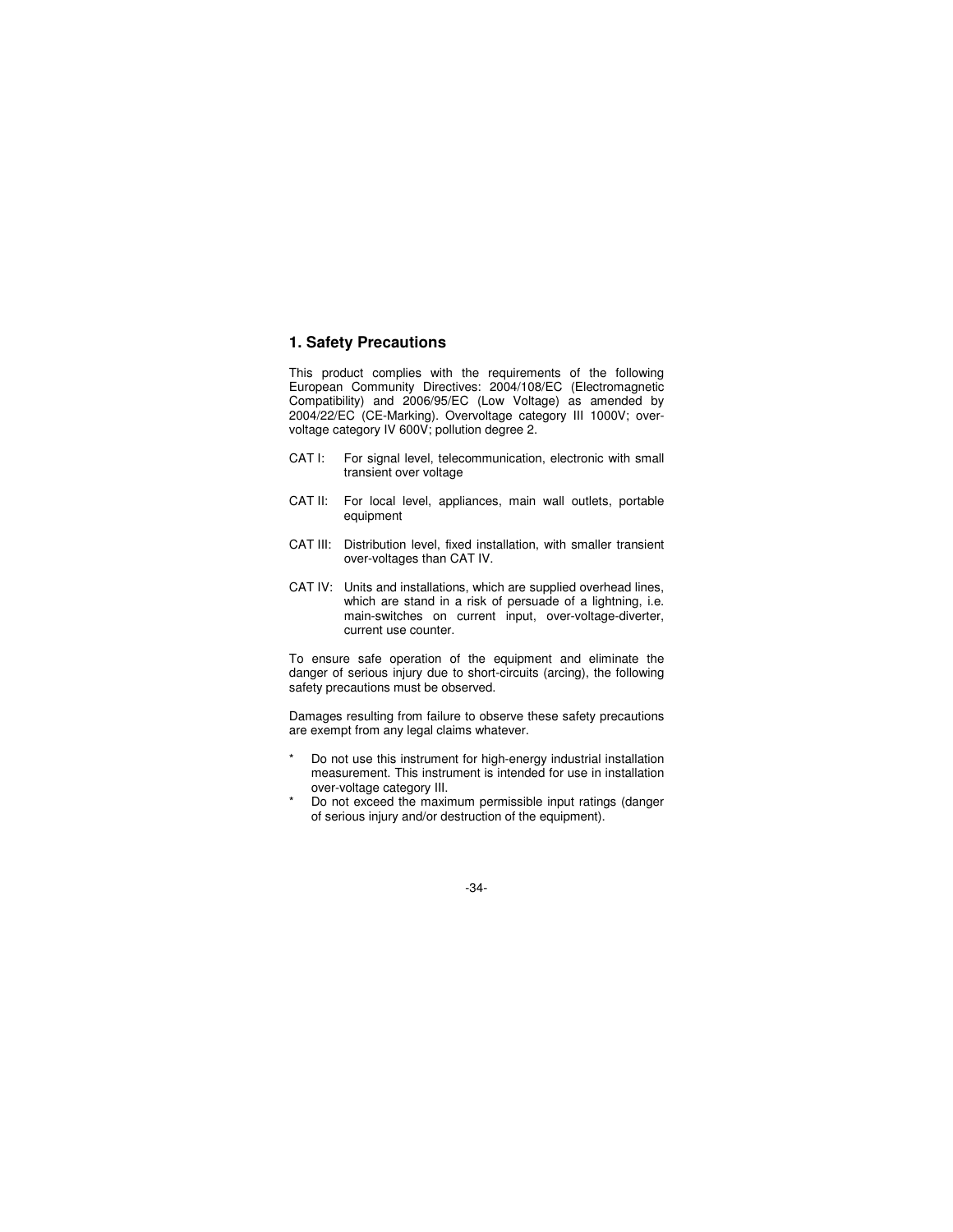## 1. Safety Precautions

This product complies with the requirements of the following European Community Directives: 2004/108/EC (Electromagnetic Compatibility) and 2006/95/EC (Low Voltage) as amended by 2004/22/EC (CE-Marking). Overvoltage category III 1000V; over-voltage category IV 600V; pollution degree 2.

CAT I: For signal level, telecommunication, electronic with small transient over voltage

CAT II: For local level, appliances, main wall outlets, portable equipment

CAT III: Distribution level, fixed installation, with smaller transient over-voltages than CAT IV.

CAT IV: Units and installations, which are supplied overhead lines, which are stand in a risk of persuade of a lightning, i.e. main-switches on current input, over-voltage-diverter, current use counter.

To ensure safe operation of the equipment and eliminate the danger of serious injury due to short-circuits (arcing), the following safety precautions must be observed.

Damages resulting from failure to observe these safety precautions are exempt from any legal claims whatever.

* Do not use this instrument for high-energy industrial installation measurement. This instrument is intended for use in installation over-voltage category III.
* Do not exceed the maximum permissible input ratings (danger of serious injury and/or destruction of the equipment).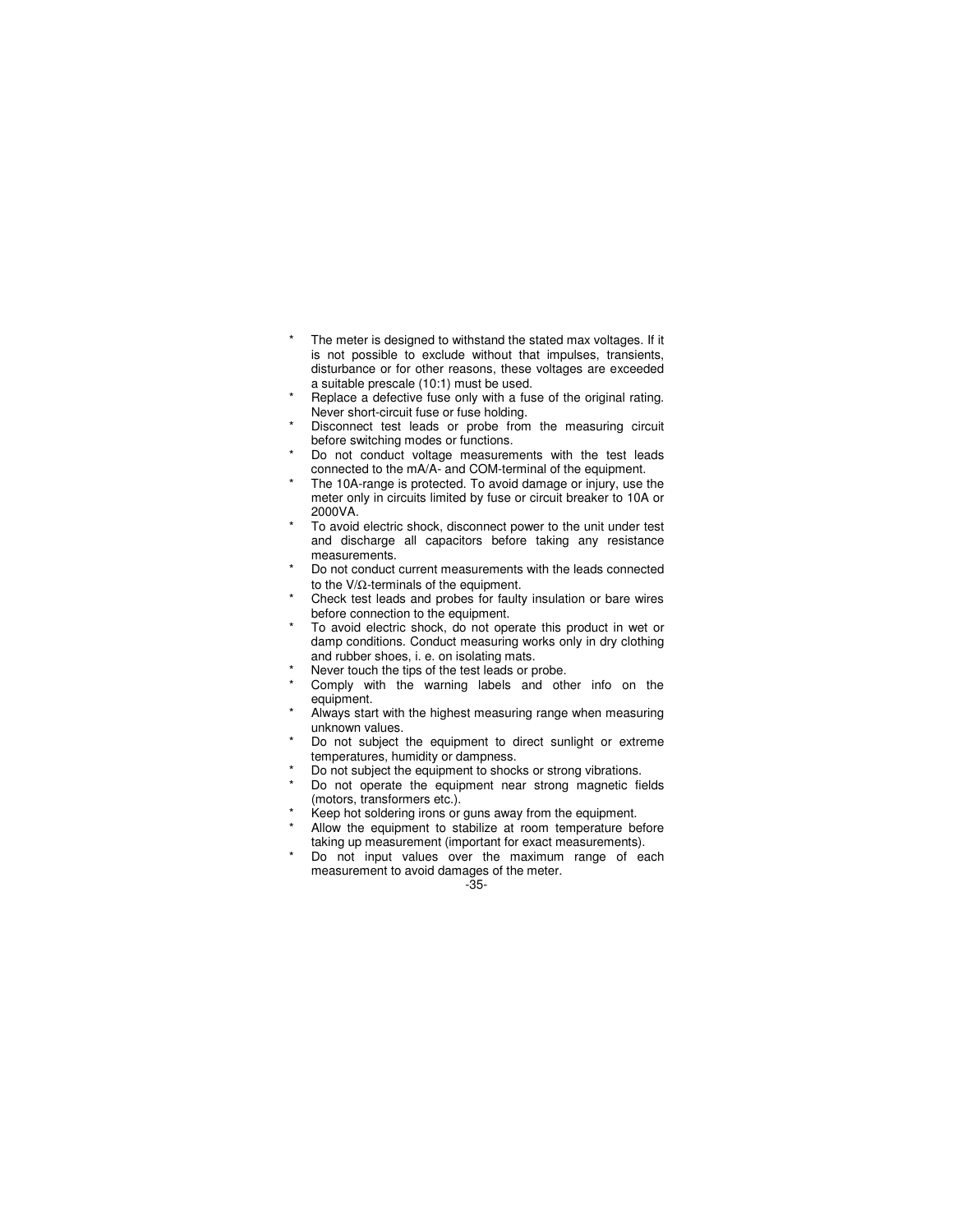* The meter is designed to withstand the stated max voltages. If it is not possible to exclude without that impulses, transients, disturbance or for other reasons, these voltages are exceeded a suitable prescale (10:1) must be used.
* Replace a defective fuse only with a fuse of the original rating. Never short-circuit fuse or fuse holding.
* Disconnect test leads or probe from the measuring circuit before switching modes or functions.
* Do not conduct voltage measurements with the test leads connected to the mA/A- and COM-terminal of the equipment.
* The 10A-range is protected. To avoid damage or injury, use the meter only in circuits limited by fuse or circuit breaker to 10A or 2000VA.
* To avoid electric shock, disconnect power to the unit under test and discharge all capacitors before taking any resistance measurements.
* Do not conduct current measurements with the leads connected to the V/Ω-terminals of the equipment.
* Check test leads and probes for faulty insulation or bare wires before connection to the equipment.
* To avoid electric shock, do not operate this product in wet or damp conditions. Conduct measuring works only in dry clothing and rubber shoes, i. e. on isolating mats.
* Never touch the tips of the test leads or probe.
* Comply with the warning labels and other info on the equipment.
* Always start with the highest measuring range when measuring unknown values.
* Do not subject the equipment to direct sunlight or extreme temperatures, humidity or dampness.
* Do not subject the equipment to shocks or strong vibrations.
* Do not operate the equipment near strong magnetic fields (motors, transformers etc.).
* Keep hot soldering irons or guns away from the equipment.
* Allow the equipment to stabilize at room temperature before taking up measurement (important for exact measurements).
* Do not input values over the maximum range of each measurement to avoid damages of the meter.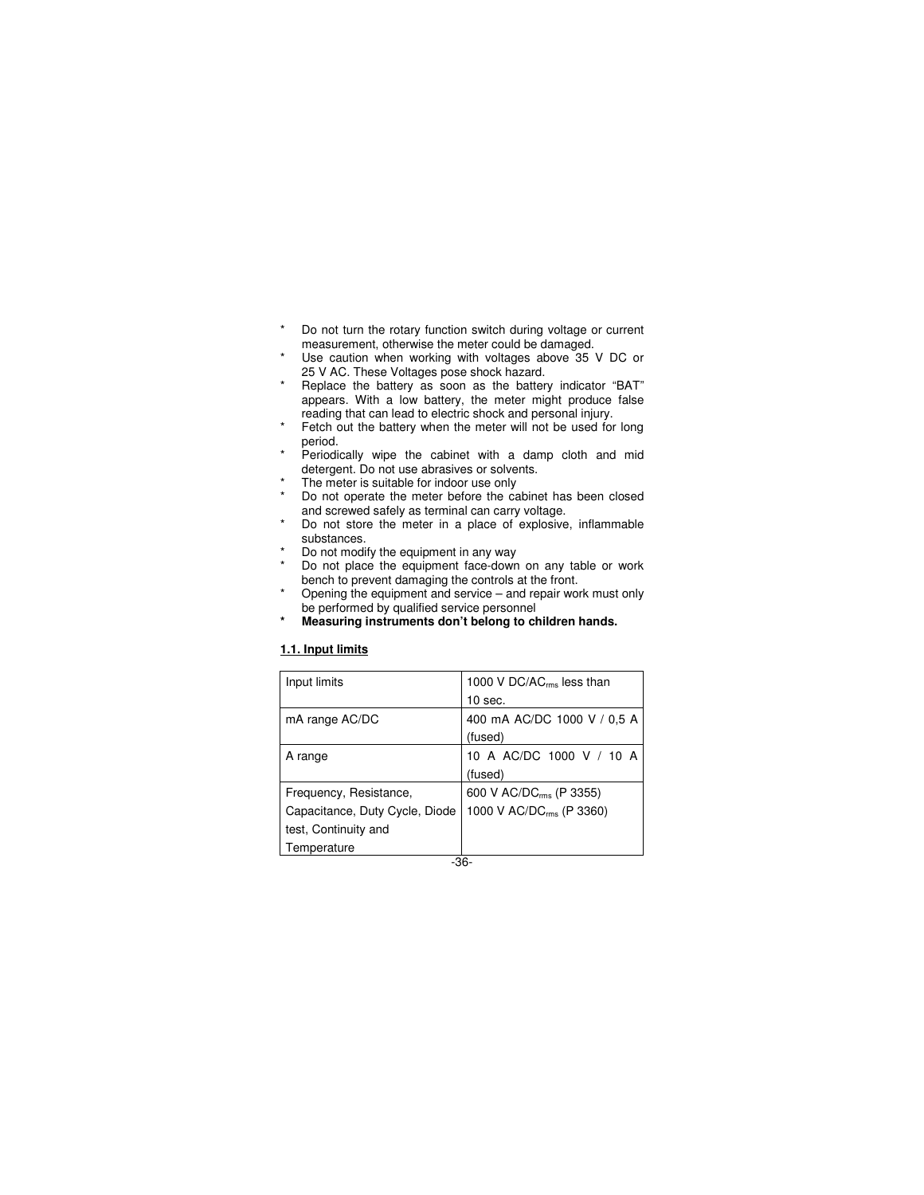* Do not turn the rotary function switch during voltage or current measurement, otherwise the meter could be damaged.
* Use caution when working with voltages above 35 V DC or 25 V AC. These Voltages pose shock hazard.
* Replace the battery as soon as the battery indicator "BAT" appears. With a low battery, the meter might produce false reading that can lead to electric shock and personal injury.
* Fetch out the battery when the meter will not be used for long period.
* Periodically wipe the cabinet with a damp cloth and mid detergent. Do not use abrasives or solvents.
* The meter is suitable for indoor use only
* Do not operate the meter before the cabinet has been closed and screwed safely as terminal can carry voltage.
* Do not store the meter in a place of explosive, inflammable substances.
* Do not modify the equipment in any way
* Do not place the equipment face-down on any table or work bench to prevent damaging the controls at the front.
* Opening the equipment and service – and repair work must only be performed by qualified service personnel
* **Measuring instruments don't belong to children hands.**

## 1.1. Input limits

| Input limits | 1000 V DC/AC$_{rms}$ less than 10 sec. |
|---|---|
| mA range AC/DC | 400 mA AC/DC 1000 V / 0,5 A (fused) |
| A range | 10 A AC/DC 1000 V / 10 A (fused) |
| Frequency, Resistance, Capacitance, Duty Cycle, Diode test, Continuity and Temperature | 600 V AC/DC$_{rms}$ (P 3355)<br>1000 V AC/DC$_{rms}$ (P 3360) |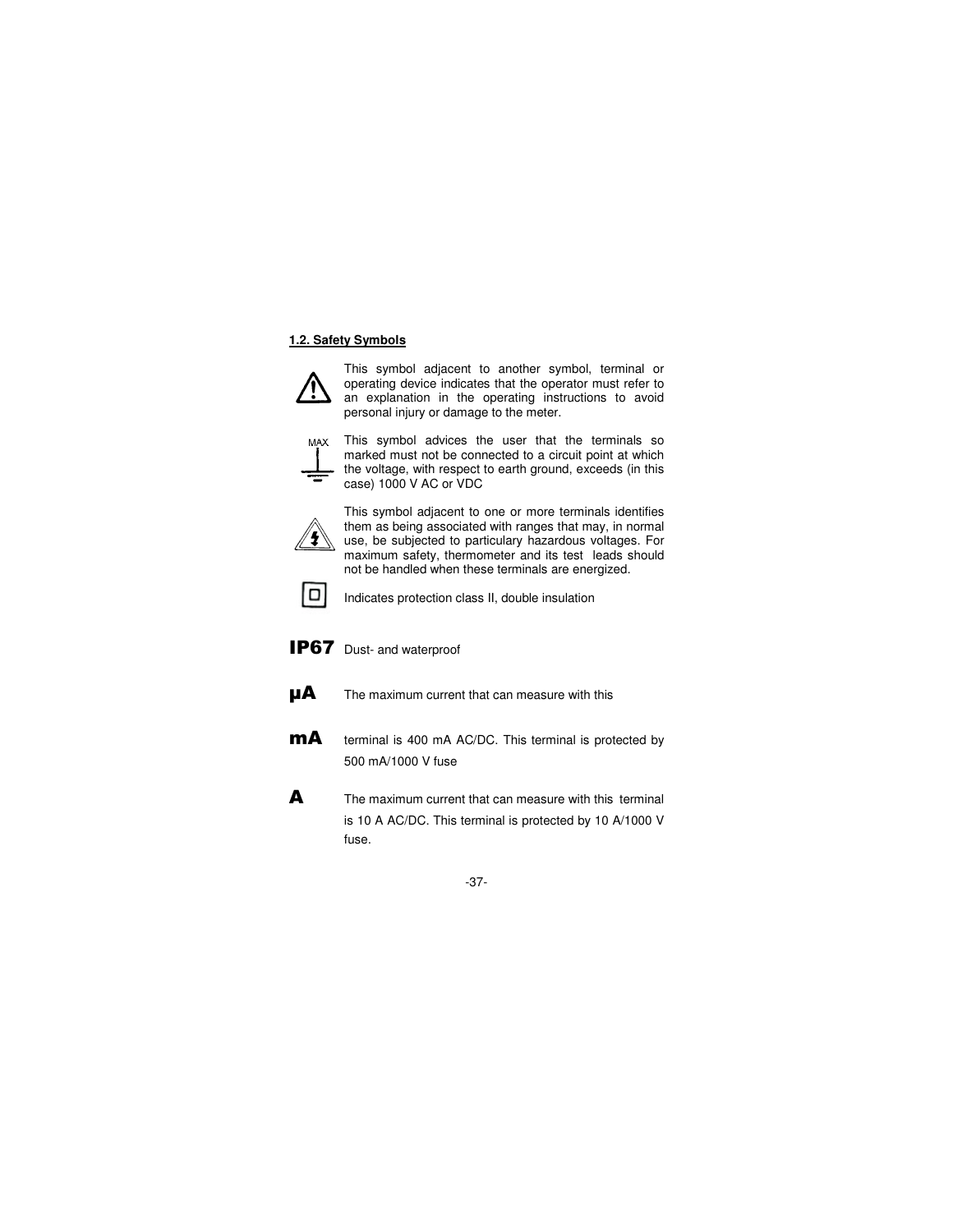### 1.2. Safety Symbols

This symbol adjacent to another symbol, terminal or operating device indicates that the operator must refer to an explanation in the operating instructions to avoid personal injury or damage to the meter.

MAX

This symbol advices the user that the terminals so marked must not be connected to a circuit point at which the voltage, with respect to earth ground, exceeds (in this case) 1000 V AC or VDC

This symbol adjacent to one or more terminals identifies them as being associated with ranges that may, in normal use, be subjected to particulary hazardous voltages. For maximum safety, thermometer and its test leads should not be handled when these terminals are energized.

Indicates protection class II, double insulation

**IP67** Dust- and waterproof

**µA** The maximum current that can measure with this

**mA** terminal is 400 mA AC/DC. This terminal is protected by 500 mA/1000 V fuse

**A** The maximum current that can measure with this terminal is 10 A AC/DC. This terminal is protected by 10 A/1000 V fuse.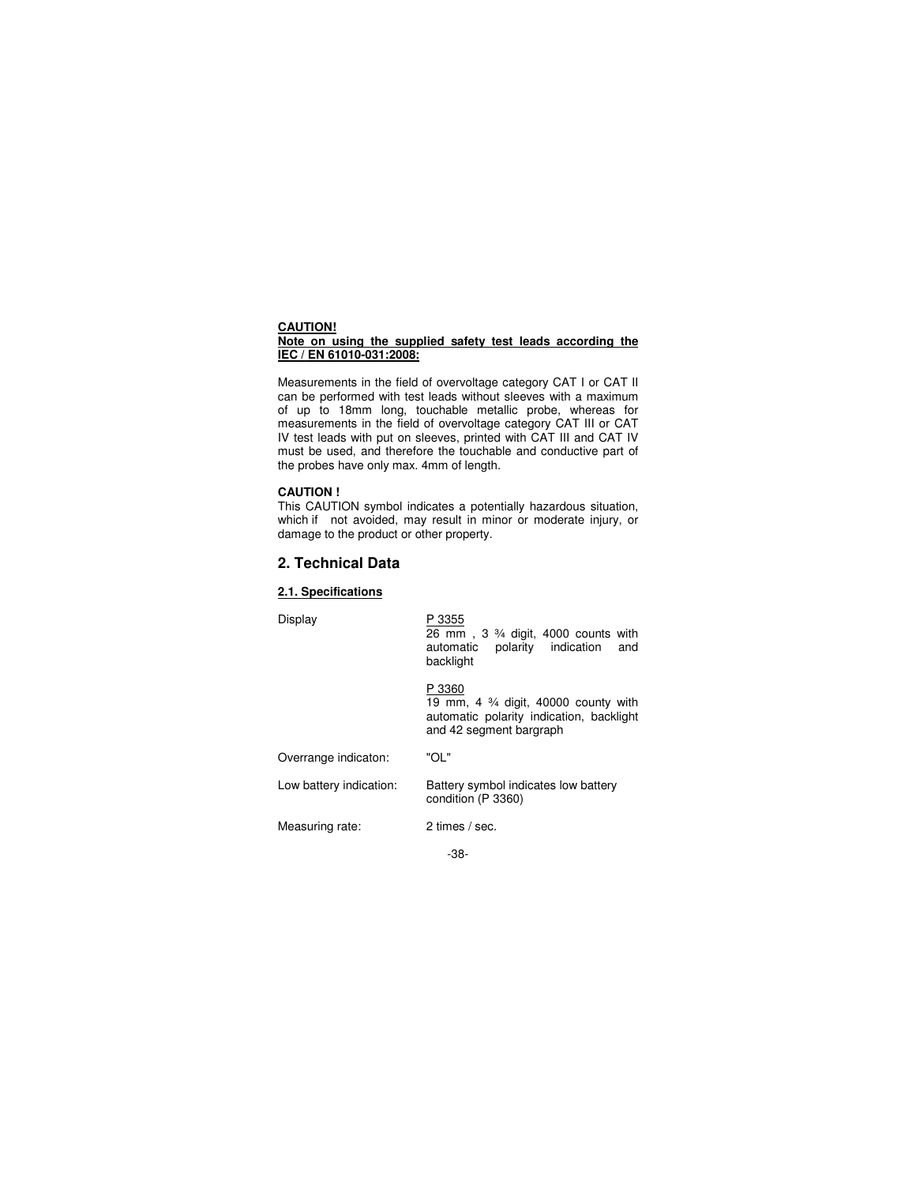**CAUTION!**
**Note on using the supplied safety test leads according the IEC / EN 61010-031:2008:**

Measurements in the field of overvoltage category CAT I or CAT II can be performed with test leads without sleeves with a maximum of up to 18mm long, touchable metallic probe, whereas for measurements in the field of overvoltage category CAT III or CAT IV test leads with put on sleeves, printed with CAT III and CAT IV must be used, and therefore the touchable and conductive part of the probes have only max. 4mm of length.

**CAUTION !**
This CAUTION symbol indicates a potentially hazardous situation, which if not avoided, may result in minor or moderate injury, or damage to the product or other property.

## 2. Technical Data

### 2.1. Specifications

| | |
|---|---|
| Display | P 3355<br>26 mm , 3 ¾ digit, 4000 counts with automatic polarity indication and backlight<br><br>P 3360<br>19 mm, 4 ¾ digit, 40000 county with automatic polarity indication, backlight and 42 segment bargraph |
| Overrange indicaton: | "OL" |
| Low battery indication: | Battery symbol indicates low battery condition (P 3360) |
| Measuring rate: | 2 times / sec. |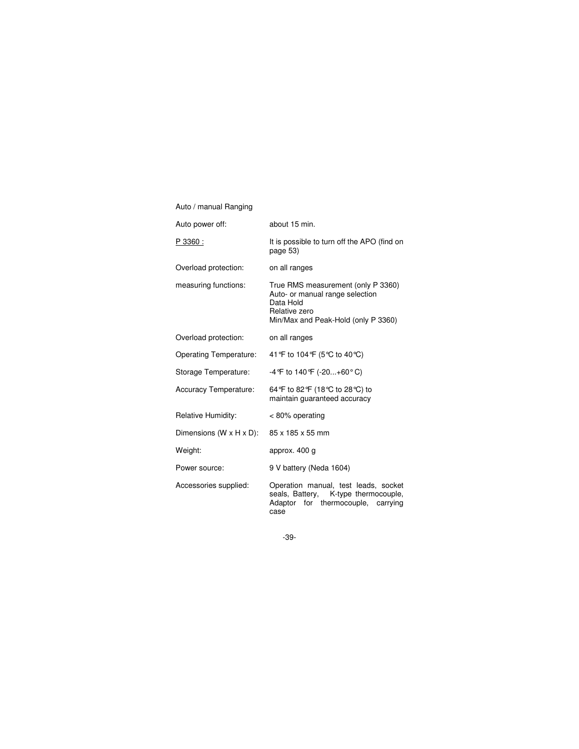Auto / manual Ranging

| | |
|---|---|
| Auto power off: | about 15 min. |
| <u>P 3360 :</u> | It is possible to turn off the APO (find on page 53) |
| Overload protection: | on all ranges |
| measuring functions: | True RMS measurement (only P 3360)<br>Auto- or manual range selection<br>Data Hold<br>Relative zero<br>Min/Max and Peak-Hold (only P 3360) |
| Overload protection: | on all ranges |
| Operating Temperature: | 41°F to 104°F (5°C to 40°C) |
| Storage Temperature: | -4°F to 140°F (-20...+60° C) |
| Accuracy Temperature: | 64°F to 82°F (18°C to 28°C) to maintain guaranteed accuracy |
| Relative Humidity: | < 80% operating |
| Dimensions (W x H x D): | 85 x 185 x 55 mm |
| Weight: | approx. 400 g |
| Power source: | 9 V battery (Neda 1604) |
| Accessories supplied: | Operation manual, test leads, socket seals, Battery, K-type thermocouple, Adaptor for thermocouple, carrying case |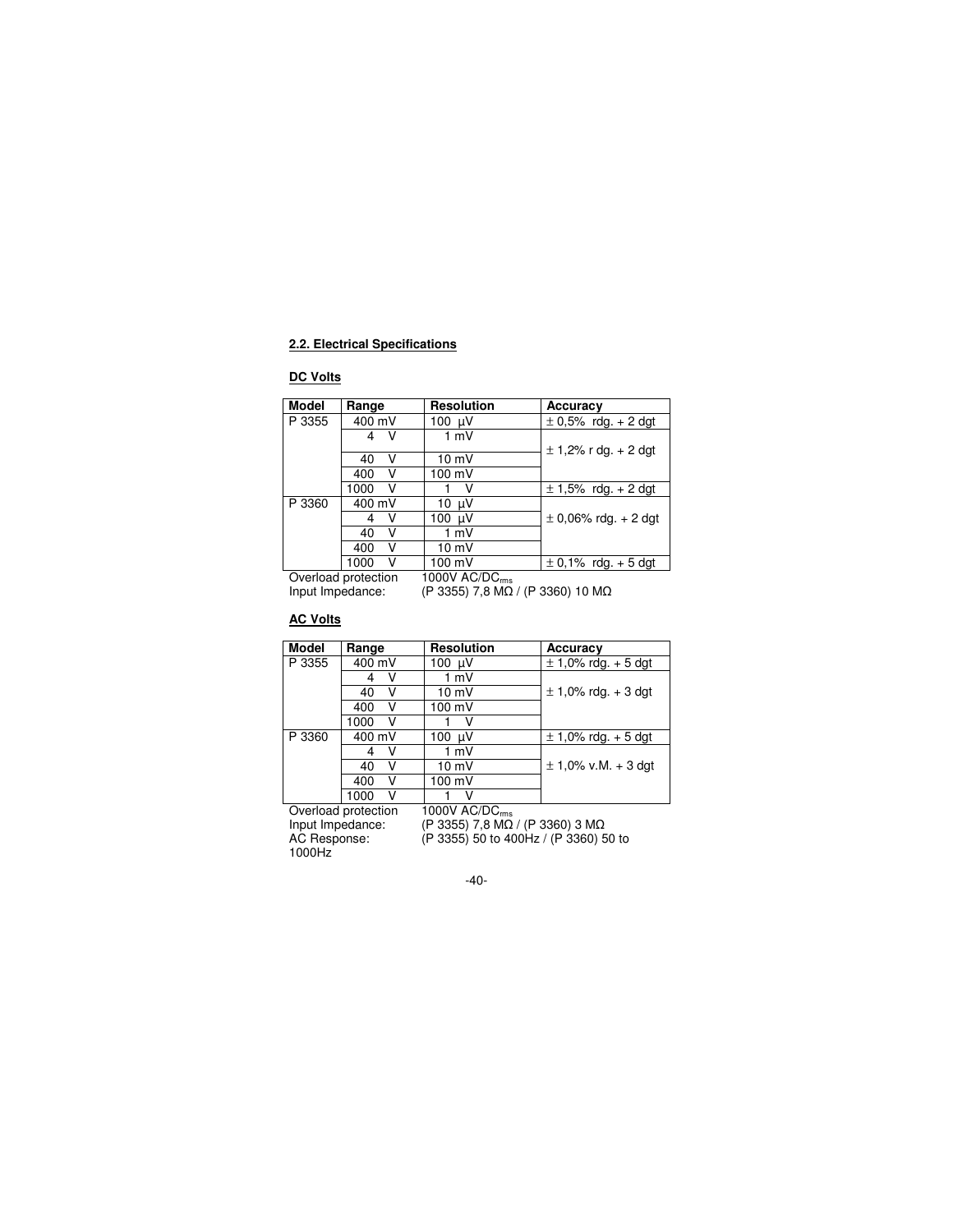## 2.2. Electrical Specifications

### DC Volts

| Model | Range | Resolution | Accuracy |
|---|---|---|---|
| P 3355 | 400 mV | 100 µV | ± 0,5% rdg. + 2 dgt |
| | 4 V | 1 mV | ± 1,2% r dg. + 2 dgt |
| | 40 V | 10 mV | |
| | 400 V | 100 mV | |
| | 1000 V | 1 V | ± 1,5% rdg. + 2 dgt |
| P 3360 | 400 mV | 10 µV | ± 0,06% rdg. + 2 dgt |
| | 4 V | 100 µV | |
| | 40 V | 1 mV | |
| | 400 V | 10 mV | |
| | 1000 V | 100 mV | ± 0,1% rdg. + 5 dgt |

Overload protection 1000V AC/$DC_{rms}$
Input Impedance: (P 3355) 7,8 MΩ / (P 3360) 10 MΩ

### AC Volts

| Model | Range | Resolution | Accuracy |
|---|---|---|---|
| P 3355 | 400 mV | 100 µV | ± 1,0% rdg. + 5 dgt |
| | 4 V | 1 mV | ± 1,0% rdg. + 3 dgt |
| | 40 V | 10 mV | |
| | 400 V | 100 mV | |
| | 1000 V | 1 V | |
| P 3360 | 400 mV | 100 µV | ± 1,0% rdg. + 5 dgt |
| | 4 V | 1 mV | ± 1,0% v.M. + 3 dgt |
| | 40 V | 10 mV | |
| | 400 V | 100 mV | |
| | 1000 V | 1 V | |

Overload protection 1000V AC/$DC_{rms}$
Input Impedance: (P 3355) 7,8 MΩ / (P 3360) 3 MΩ
AC Response: (P 3355) 50 to 400Hz / (P 3360) 50 to 1000Hz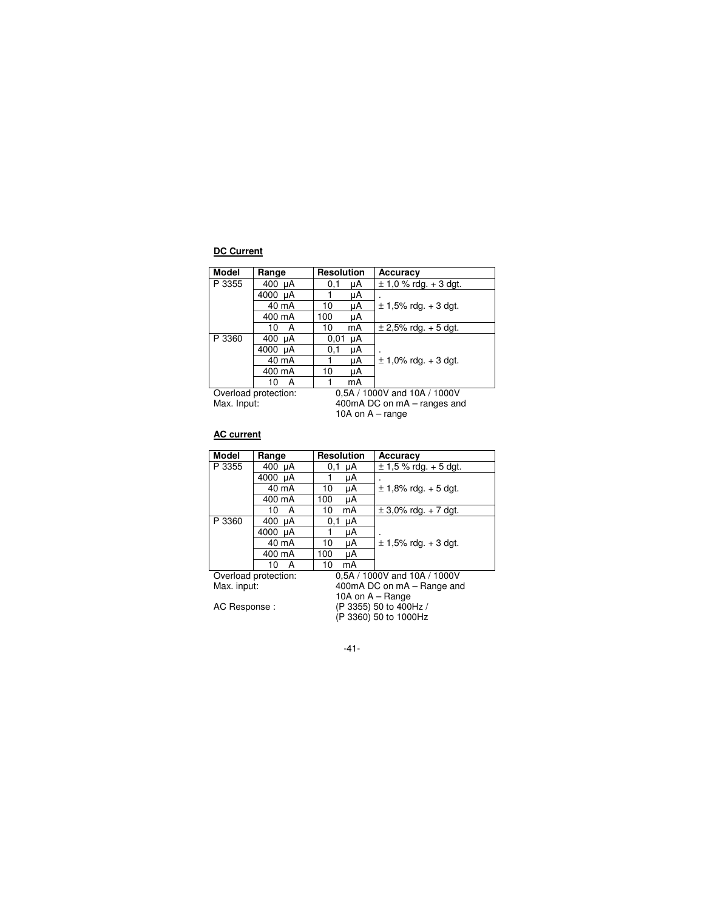**DC Current**

| Model | Range | Resolution | Accuracy |
|---|---|---|---|
| P 3355 | 400 µA | 0,1 µA | ± 1,0 % rdg. + 3 dgt. |
| | 4000 µA | 1 µA | ± 1,5% rdg. + 3 dgt. |
| | 40 mA | 10 µA | |
| | 400 mA | 100 µA | |
| | 10 A | 10 mA | ± 2,5% rdg. + 5 dgt. |
| P 3360 | 400 µA | 0,01 µA | ± 1,0% rdg. + 3 dgt. |
| | 4000 µA | 0,1 µA | |
| | 40 mA | 1 µA | |
| | 400 mA | 10 µA | |
| | 10 A | 1 mA | |

Overload protection: 0,5A / 1000V and 10A / 1000V
Max. Input: 400mA DC on mA – ranges and 10A on A – range

**AC current**

| Model | Range | Resolution | Accuracy |
|---|---|---|---|
| P 3355 | 400 µA | 0,1 µA | ± 1,5 % rdg. + 5 dgt. |
| | 4000 µA | 1 µA | ± 1,8% rdg. + 5 dgt. |
| | 40 mA | 10 µA | |
| | 400 mA | 100 µA | |
| | 10 A | 10 mA | ± 3,0% rdg. + 7 dgt. |
| P 3360 | 400 µA | 0,1 µA | ± 1,5% rdg. + 3 dgt. |
| | 4000 µA | 1 µA | |
| | 40 mA | 10 µA | |
| | 400 mA | 100 µA | |
| | 10 A | 10 mA | |

Overload protection: 0,5A / 1000V and 10A / 1000V
Max. input: 400mA DC on mA – Range and 10A on A – Range
AC Response : (P 3355) 50 to 400Hz / (P 3360) 50 to 1000Hz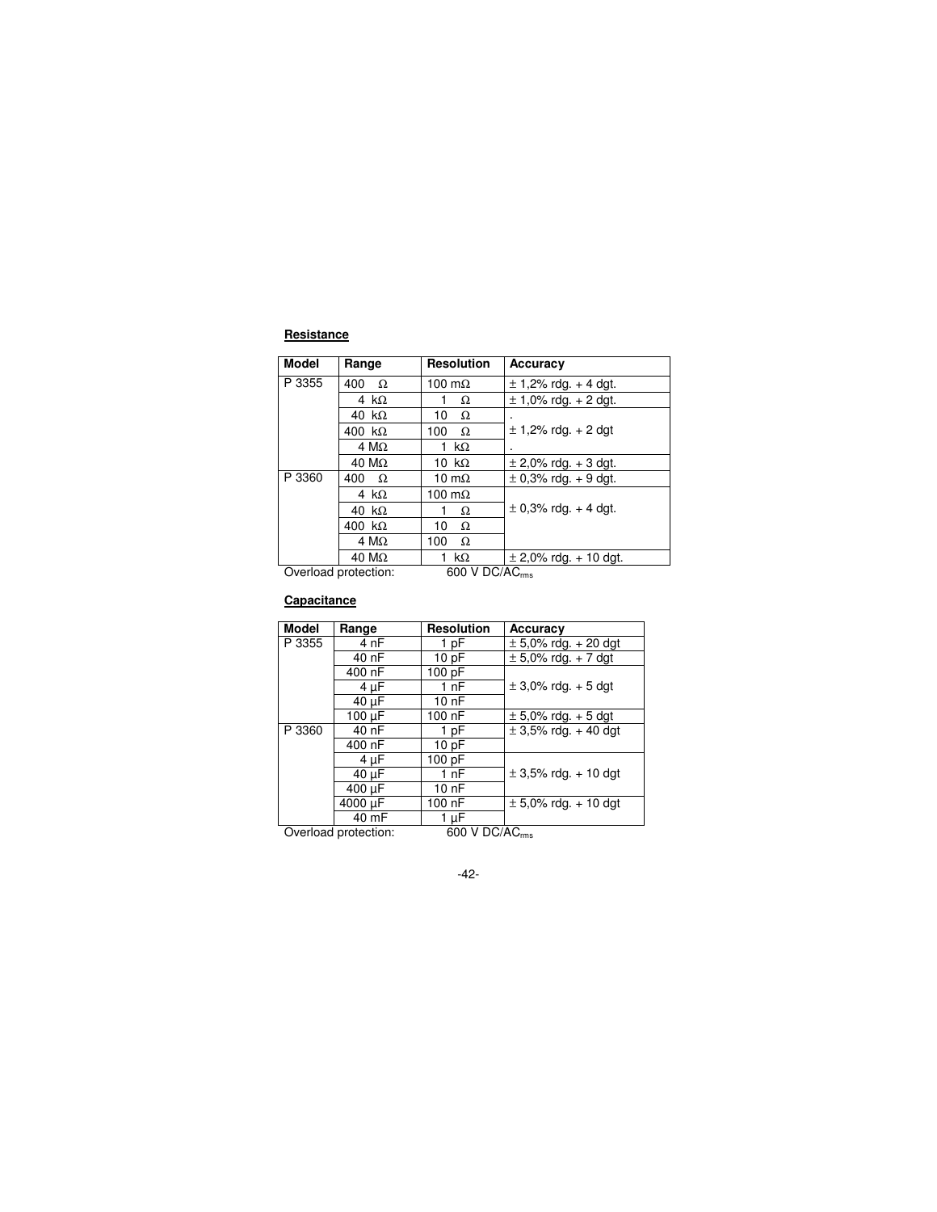**Resistance**

| Model | Range | Resolution | Accuracy |
|---|---|---|---|
| P 3355 | 400 Ω | 100 mΩ | ± 1,2% rdg. + 4 dgt. |
| | 4 kΩ | 1 Ω | ± 1,0% rdg. + 2 dgt. |
| | 40 kΩ | 10 Ω | ± 1,2% rdg. + 2 dgt |
| | 400 kΩ | 100 Ω | |
| | 4 MΩ | 1 kΩ | |
| | 40 MΩ | 10 kΩ | ± 2,0% rdg. + 3 dgt. |
| P 3360 | 400 Ω | 10 mΩ | ± 0,3% rdg. + 9 dgt. |
| | 4 kΩ | 100 mΩ | ± 0,3% rdg. + 4 dgt. |
| | 40 kΩ | 1 Ω | |
| | 400 kΩ | 10 Ω | |
| | 4 MΩ | 100 Ω | |
| | 40 MΩ | 1 kΩ | ± 2,0% rdg. + 10 dgt. |

Overload protection: 600 V DC/AC$_{rms}$

**Capacitance**

| Model | Range | Resolution | Accuracy |
|---|---|---|---|
| P 3355 | 4 nF | 1 pF | ± 5,0% rdg. + 20 dgt |
| | 40 nF | 10 pF | ± 5,0% rdg. + 7 dgt |
| | 400 nF | 100 pF | ± 3,0% rdg. + 5 dgt |
| | 4 µF | 1 nF | |
| | 40 µF | 10 nF | |
| | 100 µF | 100 nF | ± 5,0% rdg. + 5 dgt |
| P 3360 | 40 nF | 1 pF | ± 3,5% rdg. + 40 dgt |
| | 400 nF | 10 pF | |
| | 4 µF | 100 pF | ± 3,5% rdg. + 10 dgt |
| | 40 µF | 1 nF | |
| | 400 µF | 10 nF | |
| | 4000 µF | 100 nF | ± 5,0% rdg. + 10 dgt |
| | 40 mF | 1 µF | |

Overload protection: 600 V DC/AC$_{rms}$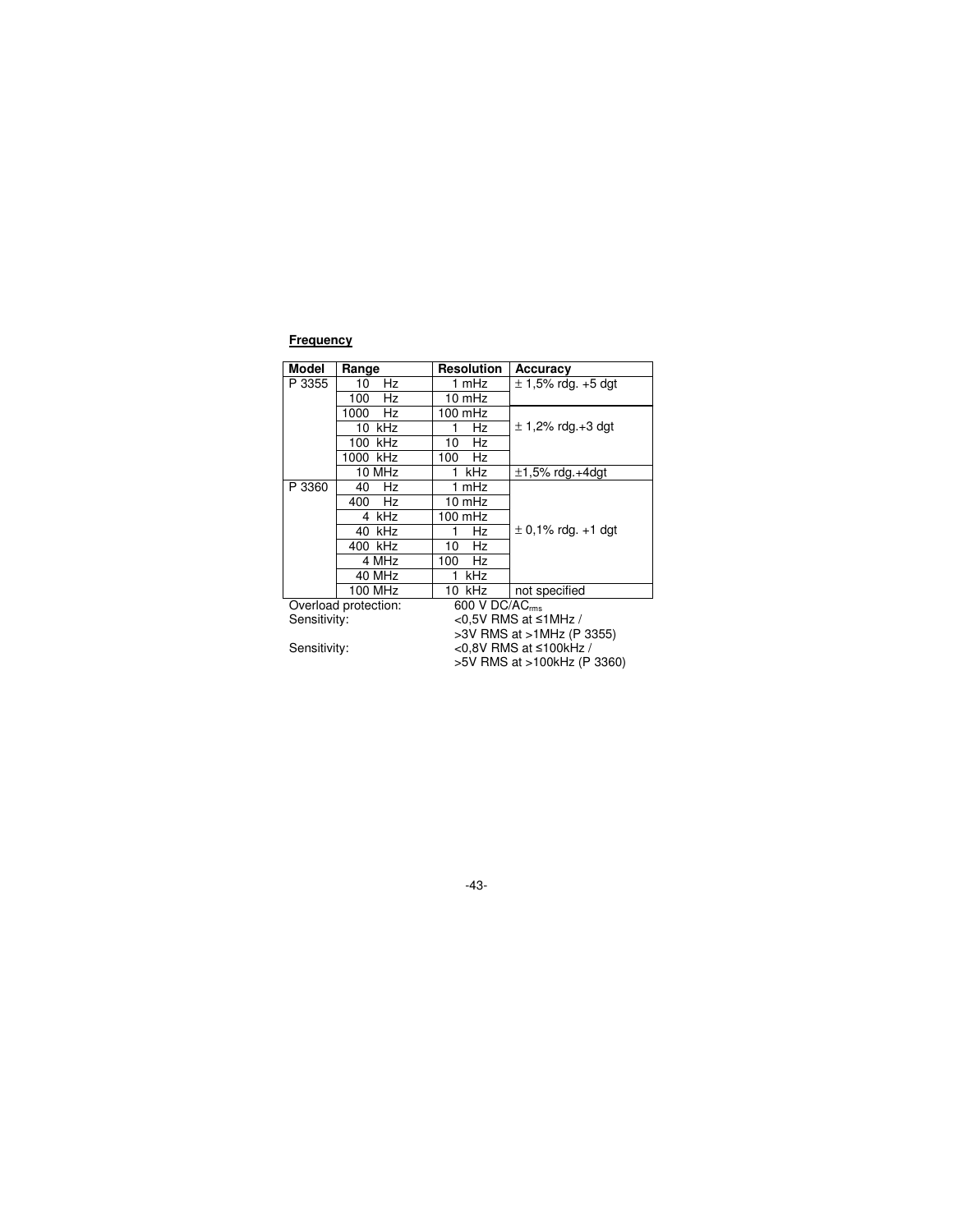**Frequency**

| Model | Range | Resolution | Accuracy |
|---|---|---|---|
| P 3355 | 10 Hz | 1 mHz | ± 1,5% rdg. +5 dgt |
| | 100 Hz | 10 mHz | |
| | 1000 Hz | 100 mHz | ± 1,2% rdg.+3 dgt |
| | 10 kHz | 1 Hz | |
| | 100 kHz | 10 Hz | |
| | 1000 kHz | 100 Hz | |
| | 10 MHz | 1 kHz | ±1,5% rdg.+4dgt |
| P 3360 | 40 Hz | 1 mHz | ± 0,1% rdg. +1 dgt |
| | 400 Hz | 10 mHz | |
| | 4 kHz | 100 mHz | |
| | 40 kHz | 1 Hz | |
| | 400 kHz | 10 Hz | |
| | 4 MHz | 100 Hz | |
| | 40 MHz | 1 kHz | |
| | 100 MHz | 10 kHz | not specified |

Overload protection: 600 V DC/$AC_{rms}$

Sensitivity: <0,5V RMS at ≤1MHz / >3V RMS at >1MHz (P 3355)

Sensitivity: <0,8V RMS at ≤100kHz / >5V RMS at >100kHz (P 3360)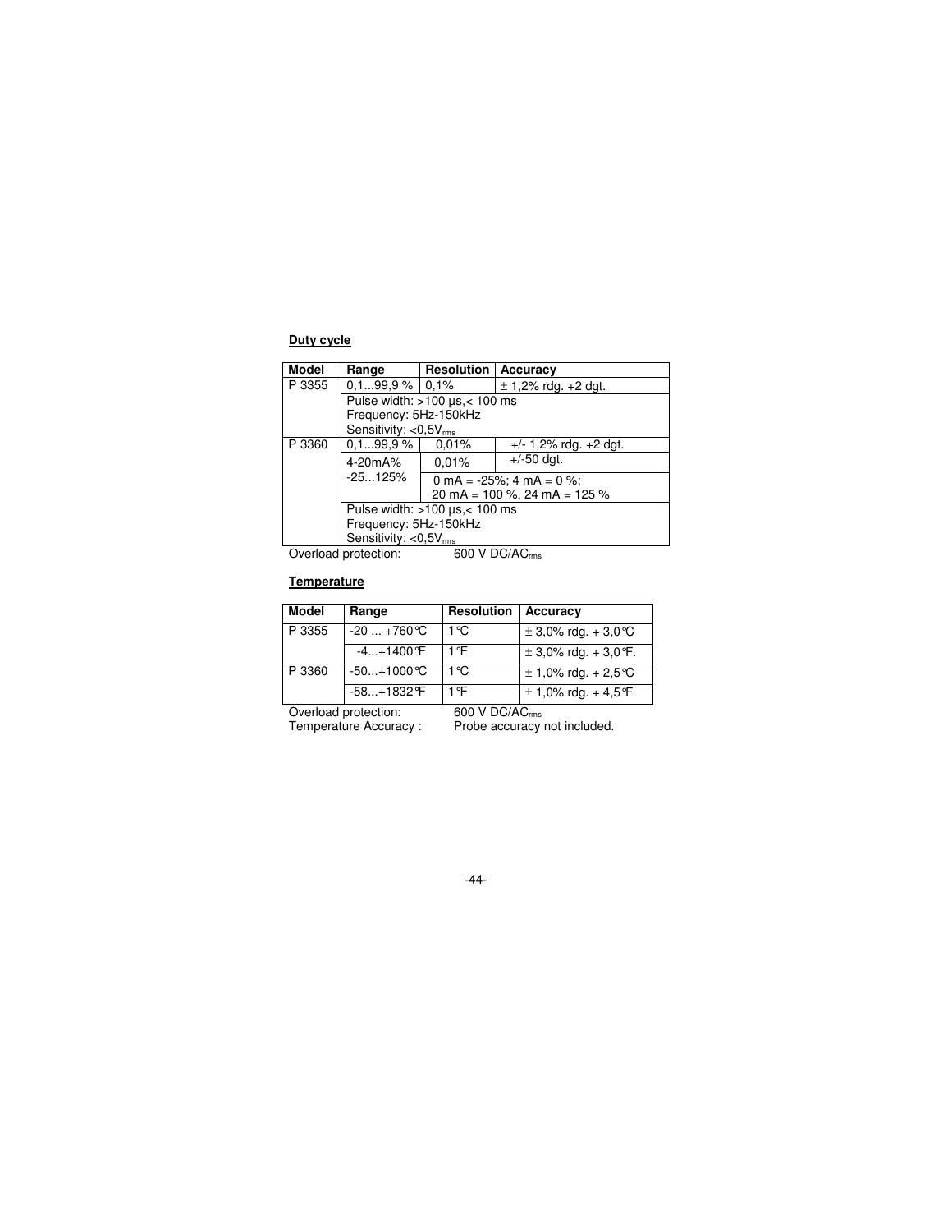**Duty cycle**

| Model | Range | Resolution | Accuracy |
|---|---|---|---|
| P 3355 | 0,1...99,9 % | 0,1% | ± 1,2% rdg. +2 dgt. |
| | Pulse width: >100 µs,< 100 ms<br>Frequency: 5Hz-150kHz<br>Sensitivity: <0,5$V_{rms}$ | | |
| P 3360 | 0,1...99,9 % | 0,01% | +/- 1,2% rdg. +2 dgt. |
| | 4-20mA%<br>-25...125% | 0,01% | +/-50 dgt. |
| | | 0 mA = -25%; 4 mA = 0 %;<br>20 mA = 100 %, 24 mA = 125 % | |
| | Pulse width: >100 µs,< 100 ms<br>Frequency: 5Hz-150kHz<br>Sensitivity: <0,5$V_{rms}$ | | |

Overload protection: 600 V DC/$AC_{rms}$

**Temperature**

| Model | Range | Resolution | Accuracy |
|---|---|---|---|
| P 3355 | -20 ... +760°C | 1°C | ± 3,0% rdg. + 3,0°C |
| | -4...+1400°F | 1°F | ± 3,0% rdg. + 3,0°F. |
| P 3360 | -50...+1000°C | 1°C | ± 1,0% rdg. + 2,5°C |
| | -58...+1832°F | 1°F | ± 1,0% rdg. + 4,5°F |

Overload protection: 600 V DC/$AC_{rms}$
Temperature Accuracy : Probe accuracy not included.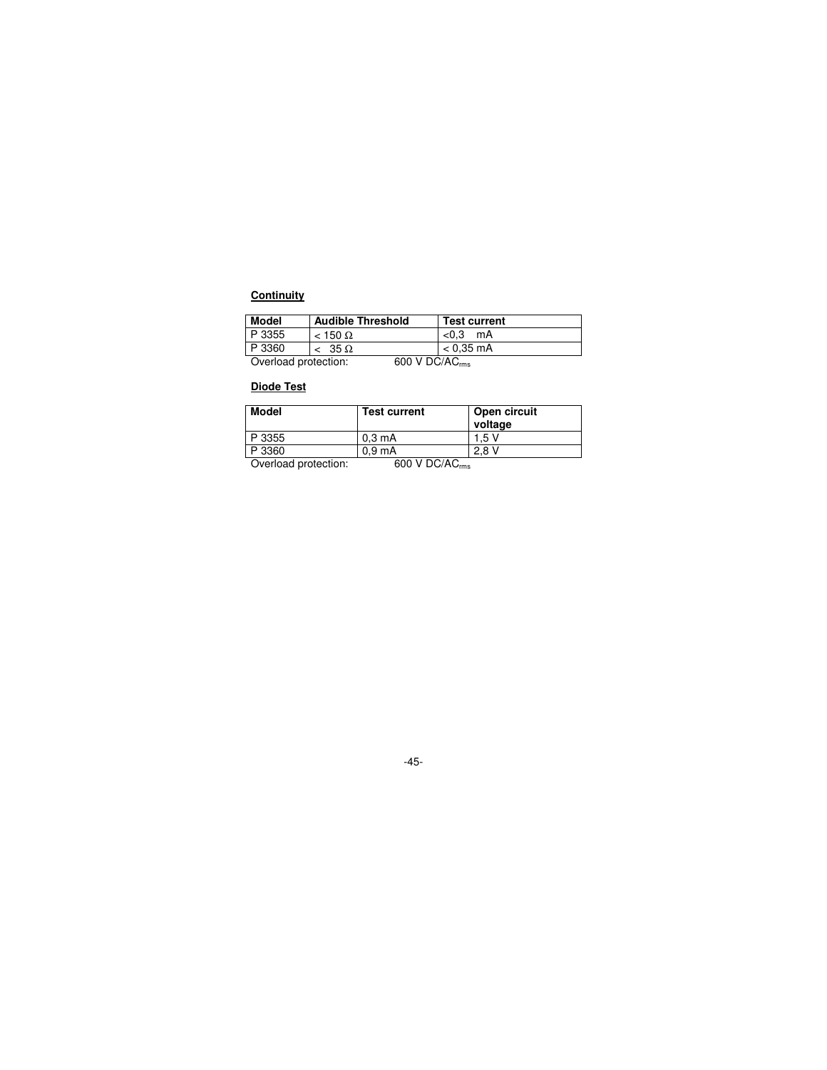**Continuity**

| Model | Audible Threshold | Test current |
| --- | --- | --- |
| P 3355 | < 150 Ω | <0,3 mA |
| P 3360 | < 35 Ω | < 0,35 mA |

Overload protection: 600 V DC/AC$_{rms}$

**Diode Test**

| Model | Test current | Open circuit voltage |
| --- | --- | --- |
| P 3355 | 0,3 mA | 1,5 V |
| P 3360 | 0,9 mA | 2,8 V |

Overload protection: 600 V DC/AC$_{rms}$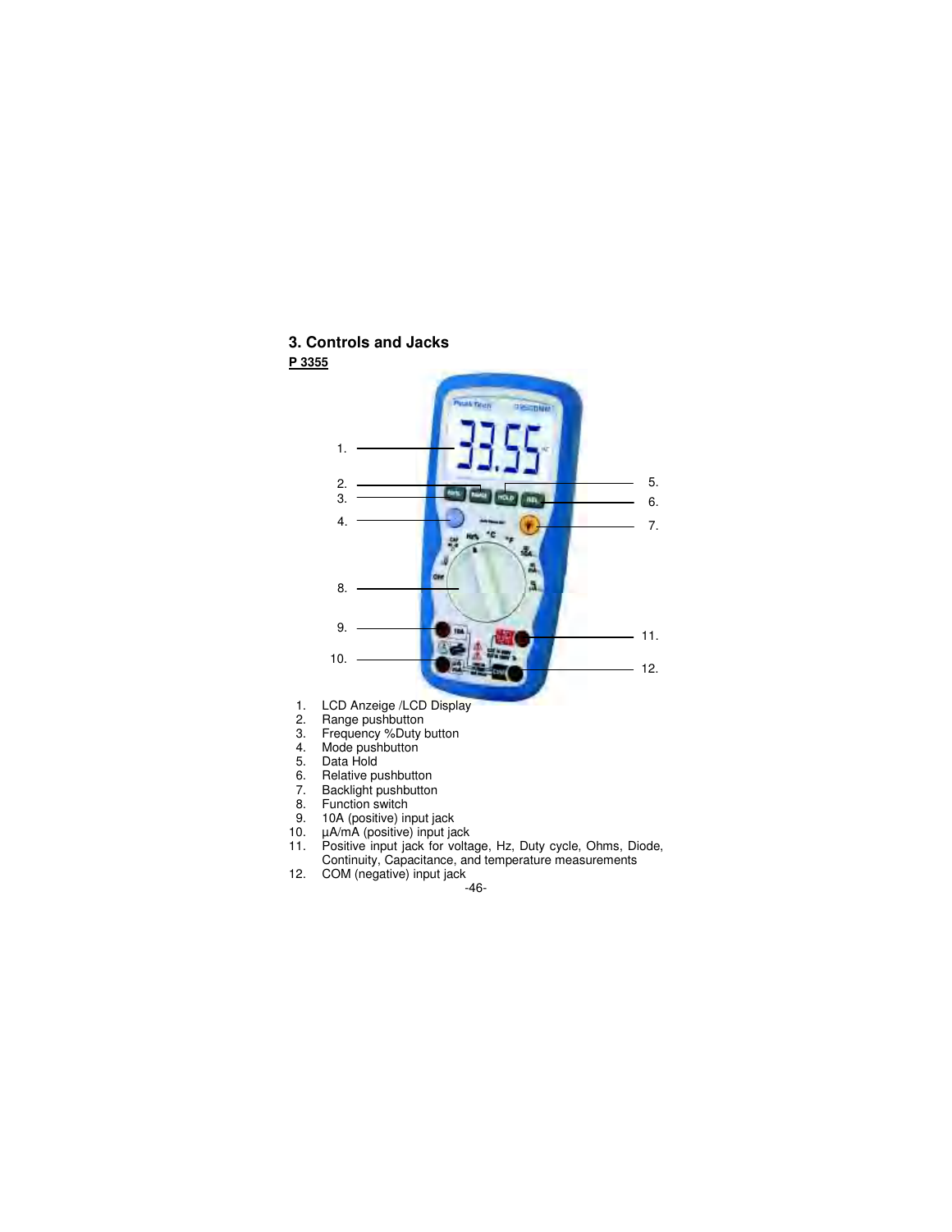## 3. Controls and Jacks

**P 3355**

1. LCD Anzeige /LCD Display
2. Range pushbutton
3. Frequency %Duty button
4. Mode pushbutton
5. Data Hold
6. Relative pushbutton
7. Backlight pushbutton
8. Function switch
9. 10A (positive) input jack
10. µA/mA (positive) input jack
11. Positive input jack for voltage, Hz, Duty cycle, Ohms, Diode, Continuity, Capacitance, and temperature measurements
12. COM (negative) input jack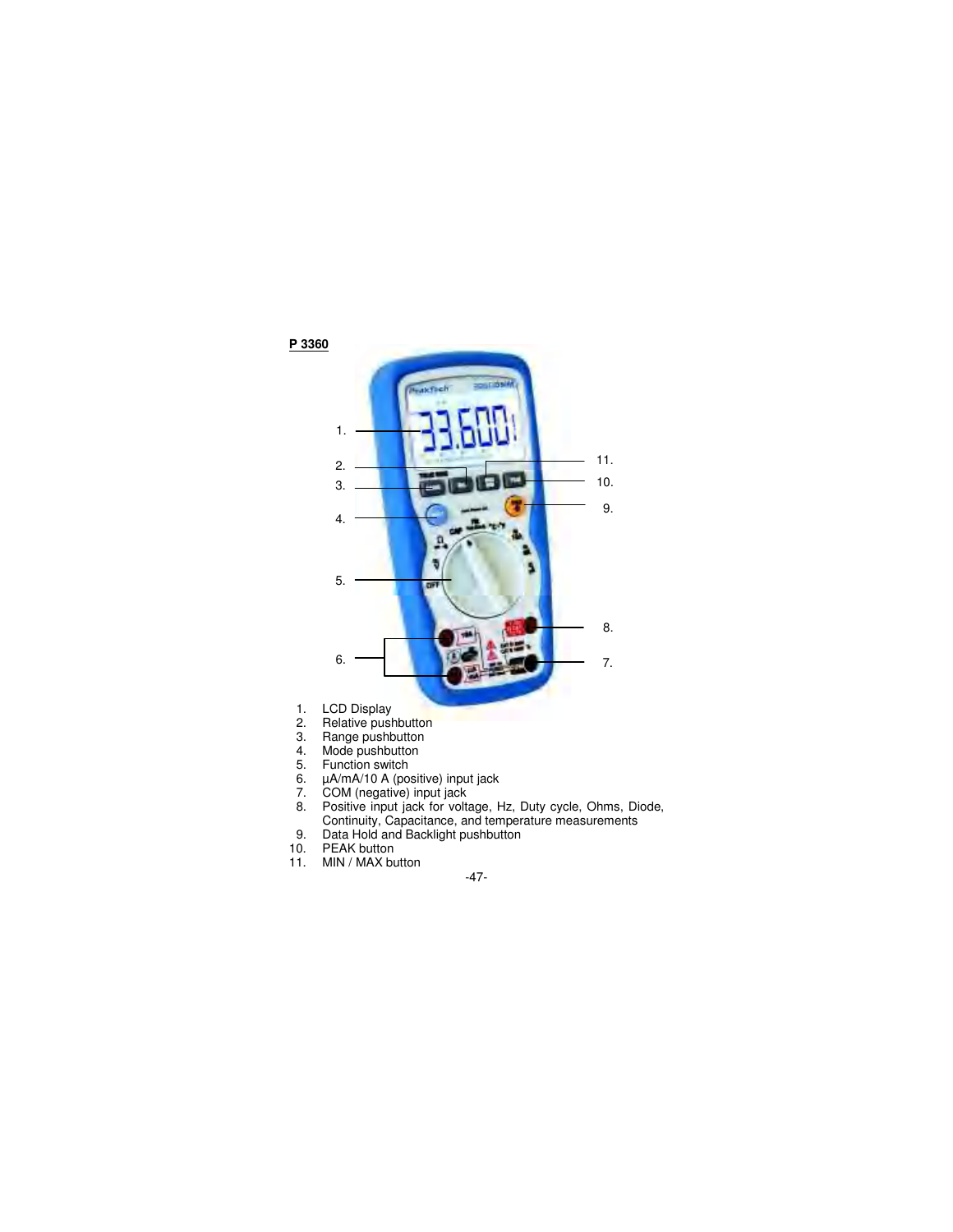**P 3360**

1. LCD Display
2. Relative pushbutton
3. Range pushbutton
4. Mode pushbutton
5. Function switch
6. µA/mA/10 A (positive) input jack
7. COM (negative) input jack
8. Positive input jack for voltage, Hz, Duty cycle, Ohms, Diode, Continuity, Capacitance, and temperature measurements
9. Data Hold and Backlight pushbutton
10. PEAK button
11. MIN / MAX button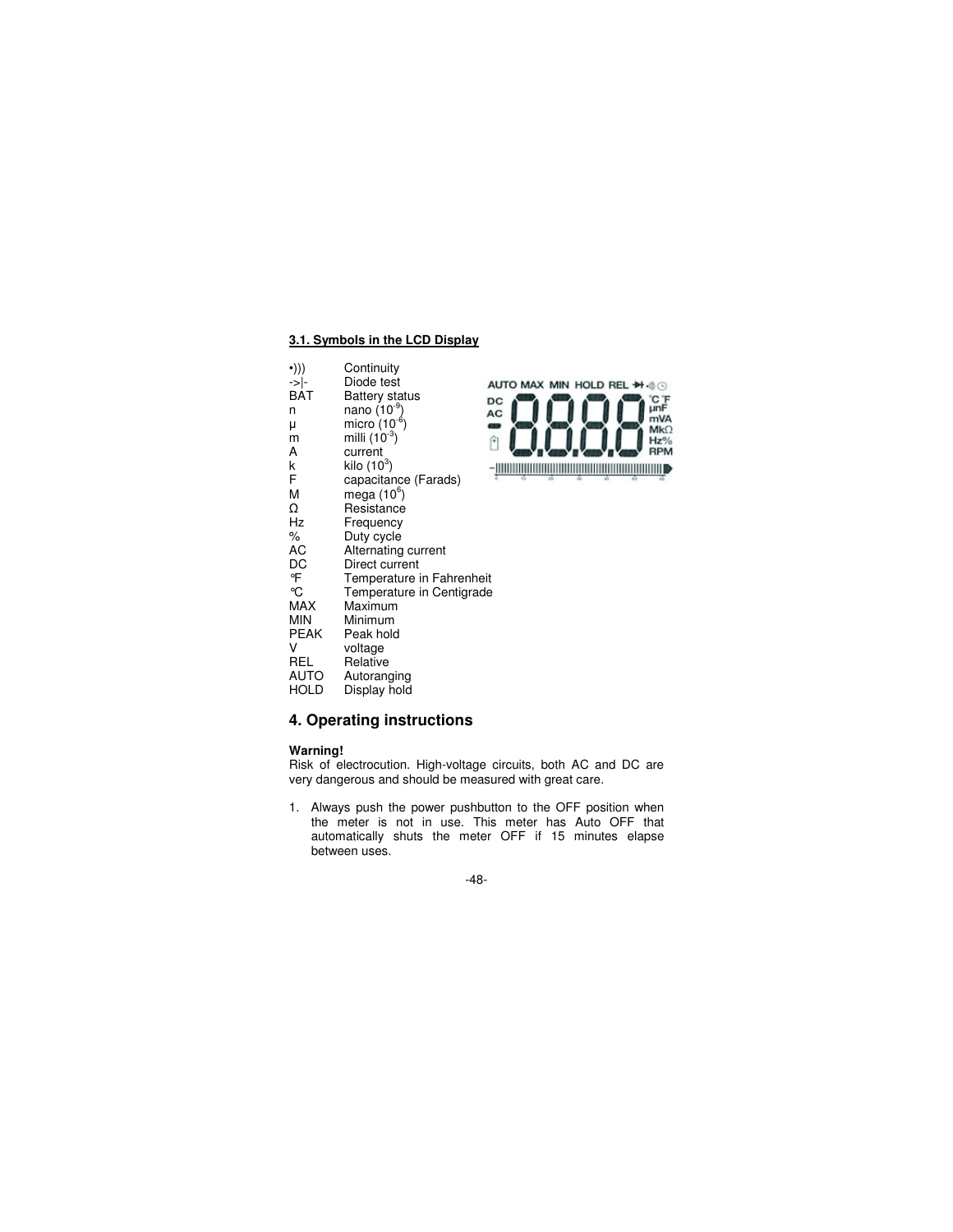### 3.1. Symbols in the LCD Display

| | |
|---|---|
| •))) | Continuity |
| ->\|- | Diode test |
| BAT | Battery status |
| n | nano ($10^{-9}$) |
| µ | micro ($10^{-6}$) |
| m | milli ($10^{-3}$) |
| A | current |
| k | kilo ($10^{3}$) |
| F | capacitance (Farads) |
| M | mega ($10^{6}$) |
| Ω | Resistance |
| Hz | Frequency |
| % | Duty cycle |
| AC | Alternating current |
| DC | Direct current |
| °F | Temperature in Fahrenheit |
| °C | Temperature in Centigrade |
| MAX | Maximum |
| MIN | Minimum |
| PEAK | Peak hold |
| V | voltage |
| REL | Relative |
| AUTO | Autoranging |
| HOLD | Display hold |

## 4. Operating instructions

**Warning!**
Risk of electrocution. High-voltage circuits, both AC and DC are very dangerous and should be measured with great care.

1. Always push the power pushbutton to the OFF position when the meter is not in use. This meter has Auto OFF that automatically shuts the meter OFF if 15 minutes elapse between uses.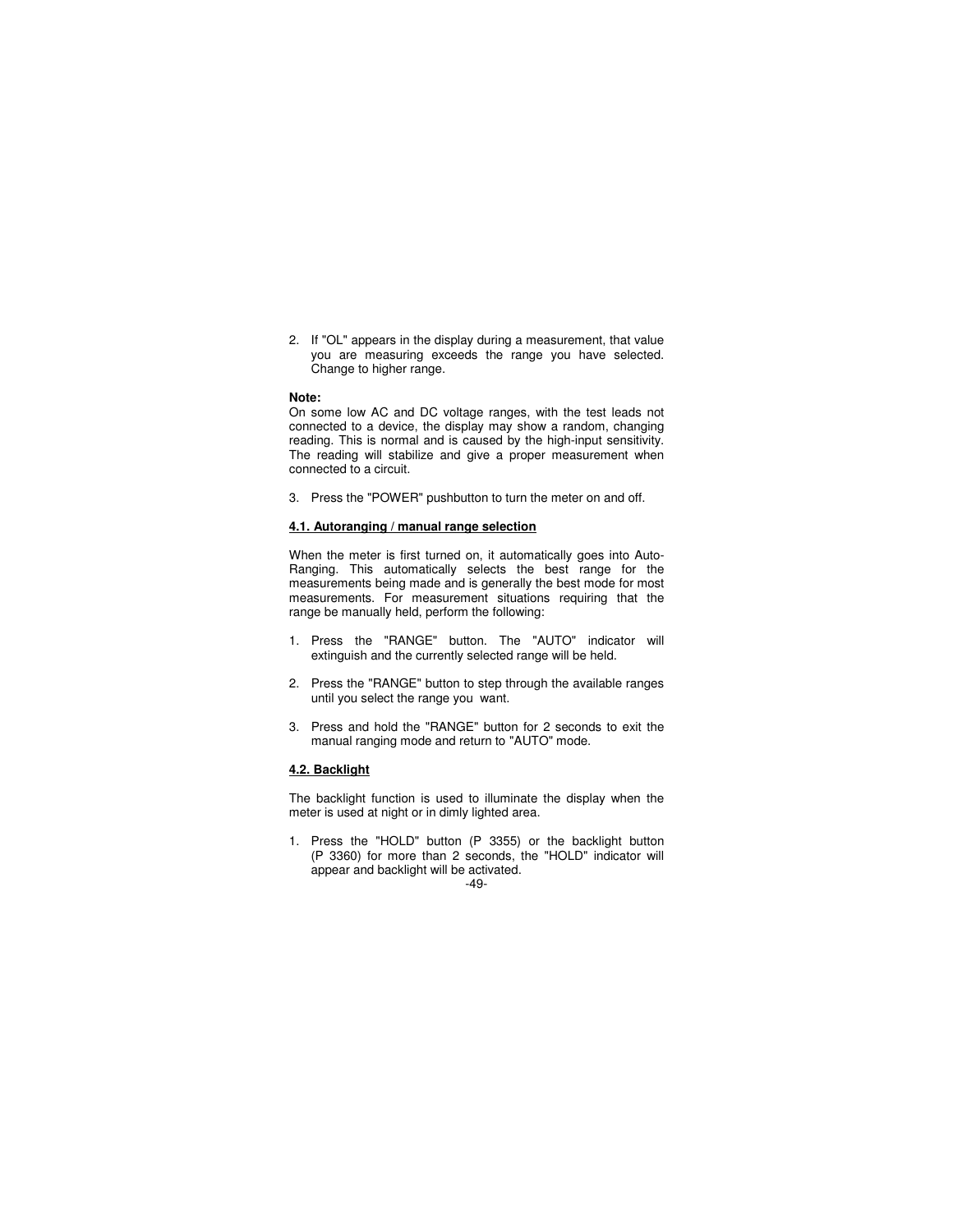2. If "OL" appears in the display during a measurement, that value you are measuring exceeds the range you have selected. Change to higher range.

**Note:**
On some low AC and DC voltage ranges, with the test leads not connected to a device, the display may show a random, changing reading. This is normal and is caused by the high-input sensitivity. The reading will stabilize and give a proper measurement when connected to a circuit.

3. Press the "POWER" pushbutton to turn the meter on and off.

## 4.1. Autoranging / manual range selection

When the meter is first turned on, it automatically goes into Auto-Ranging. This automatically selects the best range for the measurements being made and is generally the best mode for most measurements. For measurement situations requiring that the range be manually held, perform the following:

1. Press the "RANGE" button. The "AUTO" indicator will extinguish and the currently selected range will be held.
2. Press the "RANGE" button to step through the available ranges until you select the range you want.
3. Press and hold the "RANGE" button for 2 seconds to exit the manual ranging mode and return to "AUTO" mode.

## 4.2. Backlight

The backlight function is used to illuminate the display when the meter is used at night or in dimly lighted area.

1. Press the "HOLD" button (P 3355) or the backlight button (P 3360) for more than 2 seconds, the "HOLD" indicator will appear and backlight will be activated.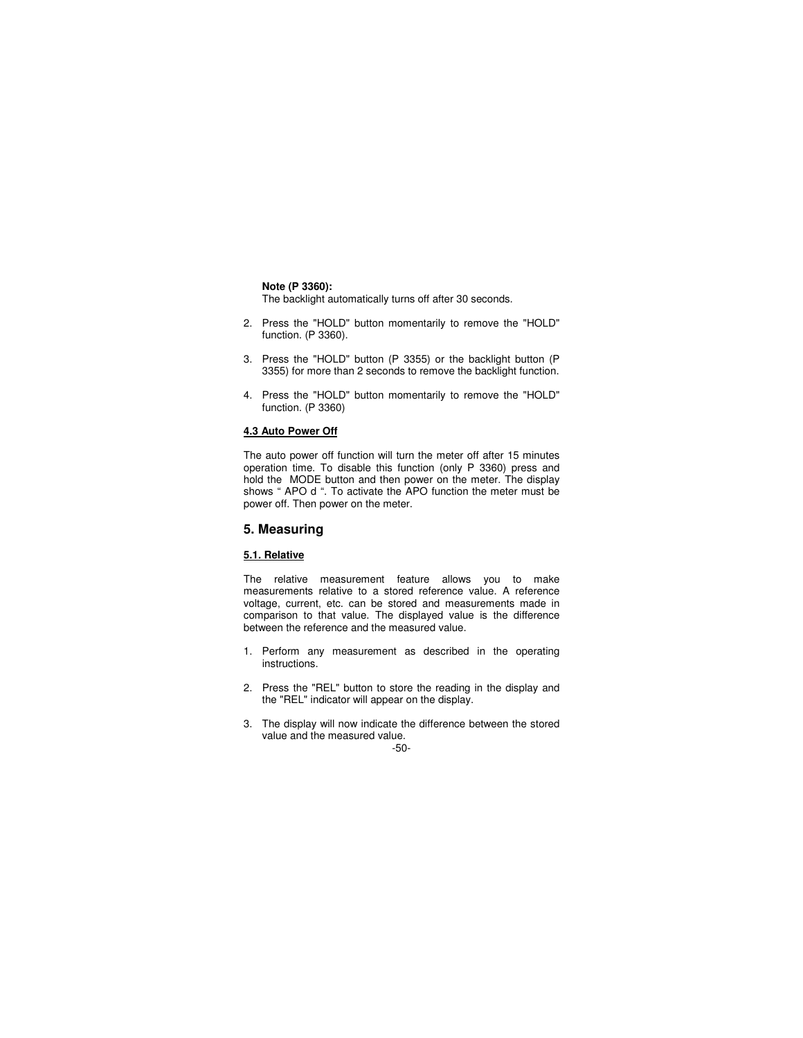**Note (P 3360):**
The backlight automatically turns off after 30 seconds.

2. Press the "HOLD" button momentarily to remove the "HOLD" function. (P 3360).

3. Press the "HOLD" button (P 3355) or the backlight button (P 3355) for more than 2 seconds to remove the backlight function.

4. Press the "HOLD" button momentarily to remove the "HOLD" function. (P 3360)

### 4.3 Auto Power Off

The auto power off function will turn the meter off after 15 minutes operation time. To disable this function (only P 3360) press and hold the MODE button and then power on the meter. The display shows " APO d ". To activate the APO function the meter must be power off. Then power on the meter.

## 5. Measuring

### 5.1. Relative

The relative measurement feature allows you to make measurements relative to a stored reference value. A reference voltage, current, etc. can be stored and measurements made in comparison to that value. The displayed value is the difference between the reference and the measured value.

1. Perform any measurement as described in the operating instructions.

2. Press the "REL" button to store the reading in the display and the "REL" indicator will appear on the display.

3. The display will now indicate the difference between the stored value and the measured value.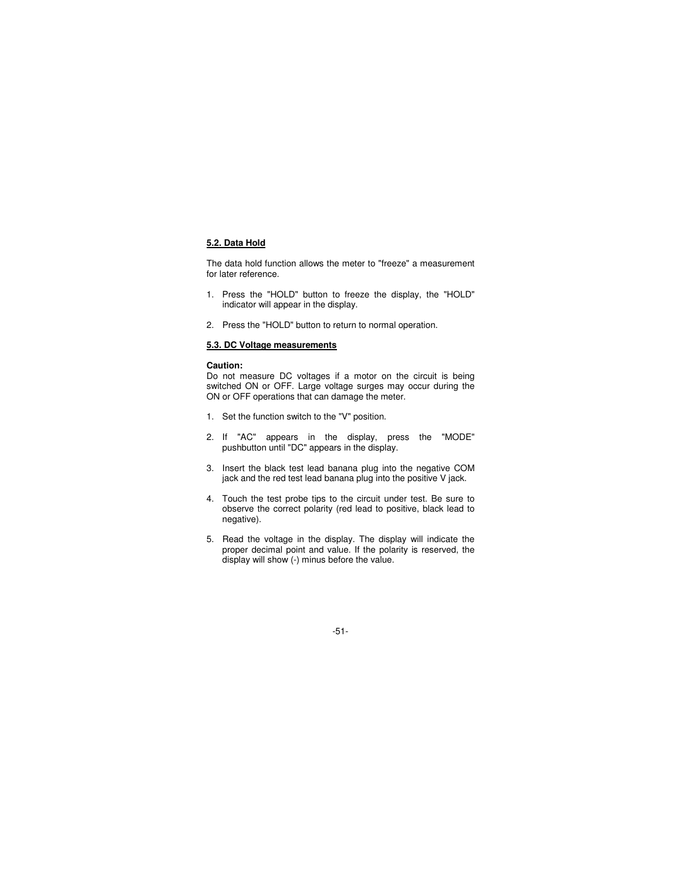## 5.2. Data Hold

The data hold function allows the meter to "freeze" a measurement for later reference.

1. Press the "HOLD" button to freeze the display, the "HOLD" indicator will appear in the display.

2. Press the "HOLD" button to return to normal operation.

## 5.3. DC Voltage measurements

**Caution:**
Do not measure DC voltages if a motor on the circuit is being switched ON or OFF. Large voltage surges may occur during the ON or OFF operations that can damage the meter.

1. Set the function switch to the "V" position.

2. If "AC" appears in the display, press the "MODE" pushbutton until "DC" appears in the display.

3. Insert the black test lead banana plug into the negative COM jack and the red test lead banana plug into the positive V jack.

4. Touch the test probe tips to the circuit under test. Be sure to observe the correct polarity (red lead to positive, black lead to negative).

5. Read the voltage in the display. The display will indicate the proper decimal point and value. If the polarity is reserved, the display will show (-) minus before the value.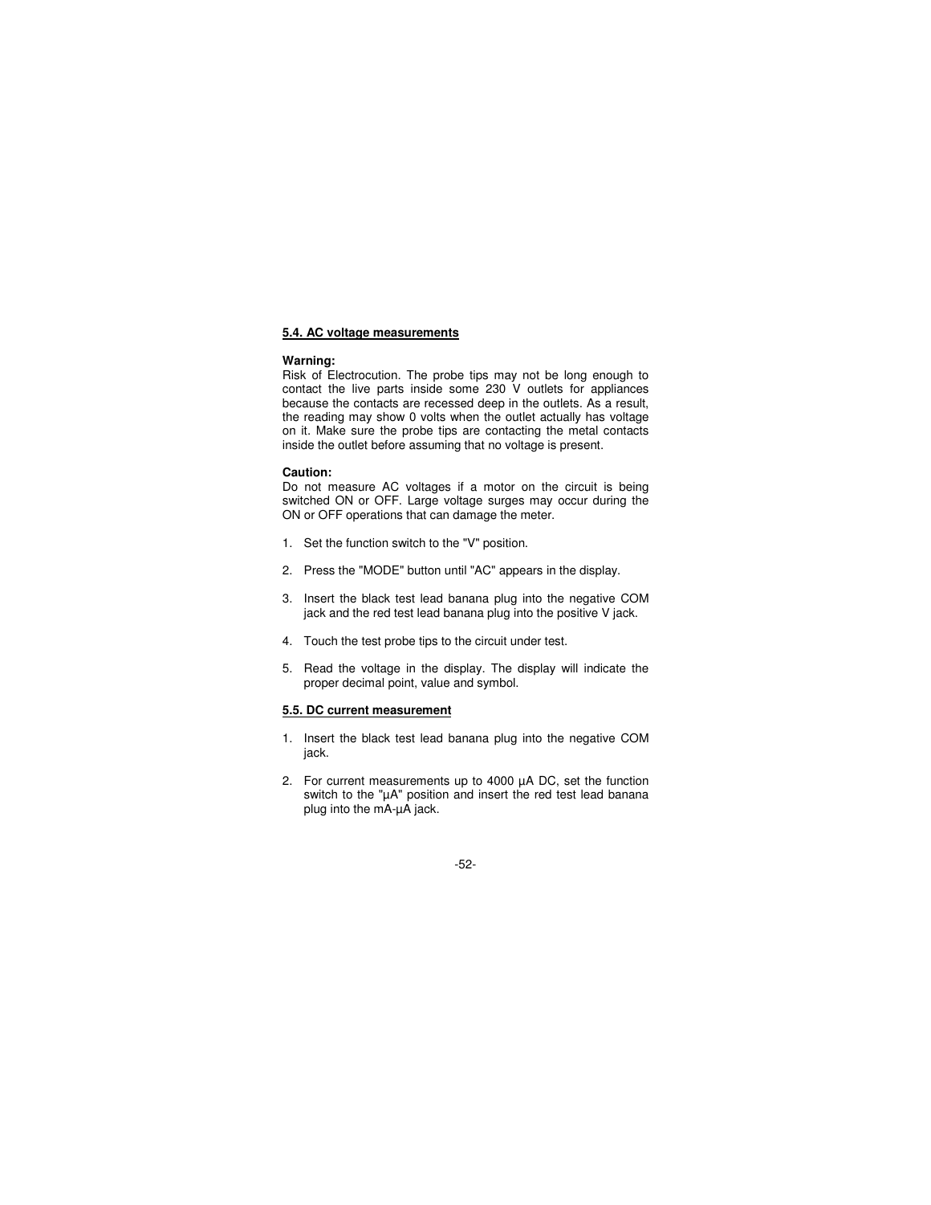## 5.4. AC voltage measurements

**Warning:**
Risk of Electrocution. The probe tips may not be long enough to contact the live parts inside some 230 V outlets for appliances because the contacts are recessed deep in the outlets. As a result, the reading may show 0 volts when the outlet actually has voltage on it. Make sure the probe tips are contacting the metal contacts inside the outlet before assuming that no voltage is present.

**Caution:**
Do not measure AC voltages if a motor on the circuit is being switched ON or OFF. Large voltage surges may occur during the ON or OFF operations that can damage the meter.

1. Set the function switch to the "V" position.
2. Press the "MODE" button until "AC" appears in the display.
3. Insert the black test lead banana plug into the negative COM jack and the red test lead banana plug into the positive V jack.
4. Touch the test probe tips to the circuit under test.
5. Read the voltage in the display. The display will indicate the proper decimal point, value and symbol.

## 5.5. DC current measurement

1. Insert the black test lead banana plug into the negative COM jack.
2. For current measurements up to 4000 µA DC, set the function switch to the "µA" position and insert the red test lead banana plug into the mA-µA jack.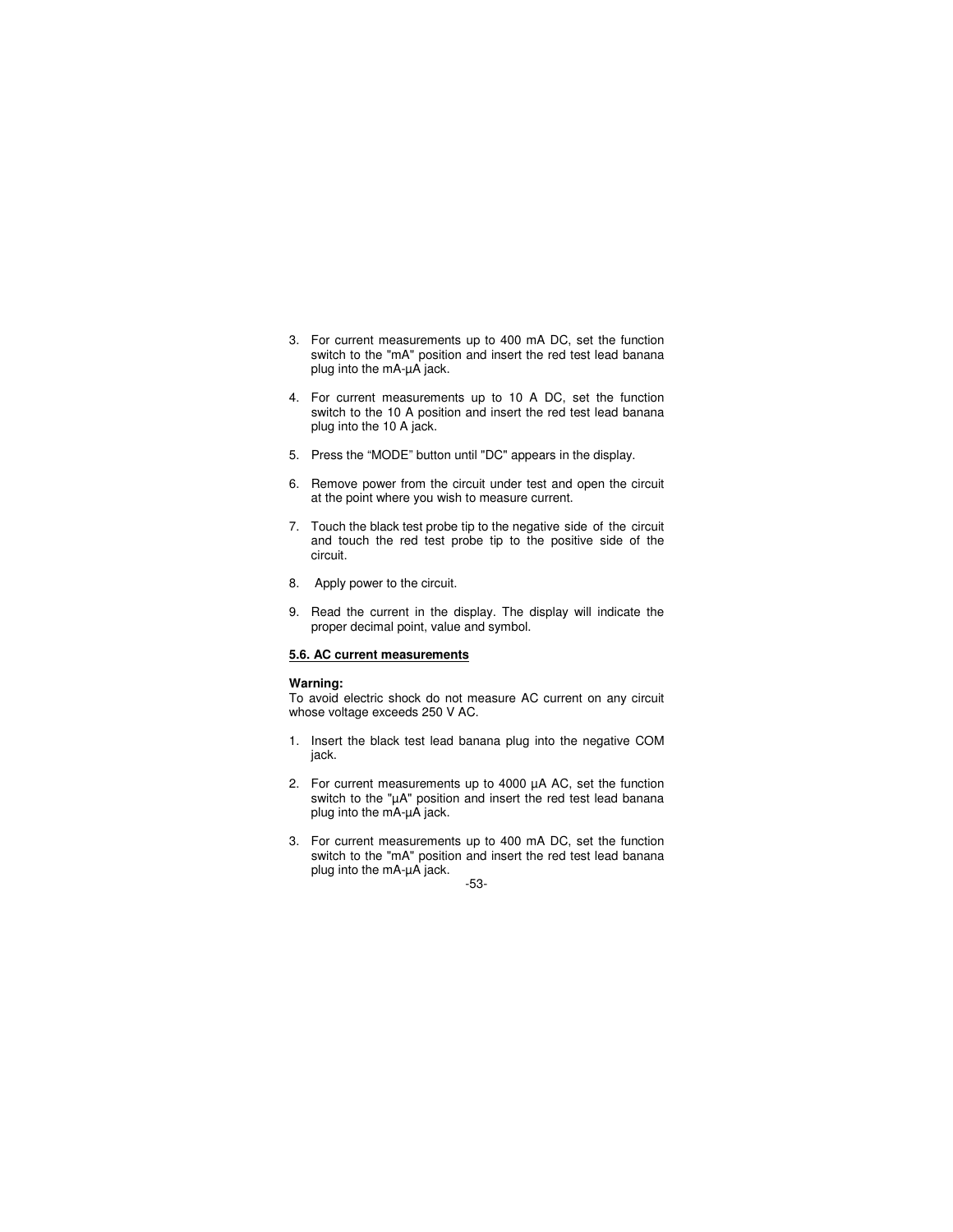3. For current measurements up to 400 mA DC, set the function switch to the "mA" position and insert the red test lead banana plug into the mA-µA jack.

4. For current measurements up to 10 A DC, set the function switch to the 10 A position and insert the red test lead banana plug into the 10 A jack.

5. Press the “MODE” button until "DC" appears in the display.

6. Remove power from the circuit under test and open the circuit at the point where you wish to measure current.

7. Touch the black test probe tip to the negative side of the circuit and touch the red test probe tip to the positive side of the circuit.

8. Apply power to the circuit.

9. Read the current in the display. The display will indicate the proper decimal point, value and symbol.

**5.6. AC current measurements**

**Warning:**
To avoid electric shock do not measure AC current on any circuit whose voltage exceeds 250 V AC.

1. Insert the black test lead banana plug into the negative COM jack.

2. For current measurements up to 4000 µA AC, set the function switch to the "µA" position and insert the red test lead banana plug into the mA-µA jack.

3. For current measurements up to 400 mA DC, set the function switch to the "mA" position and insert the red test lead banana plug into the mA-µA jack.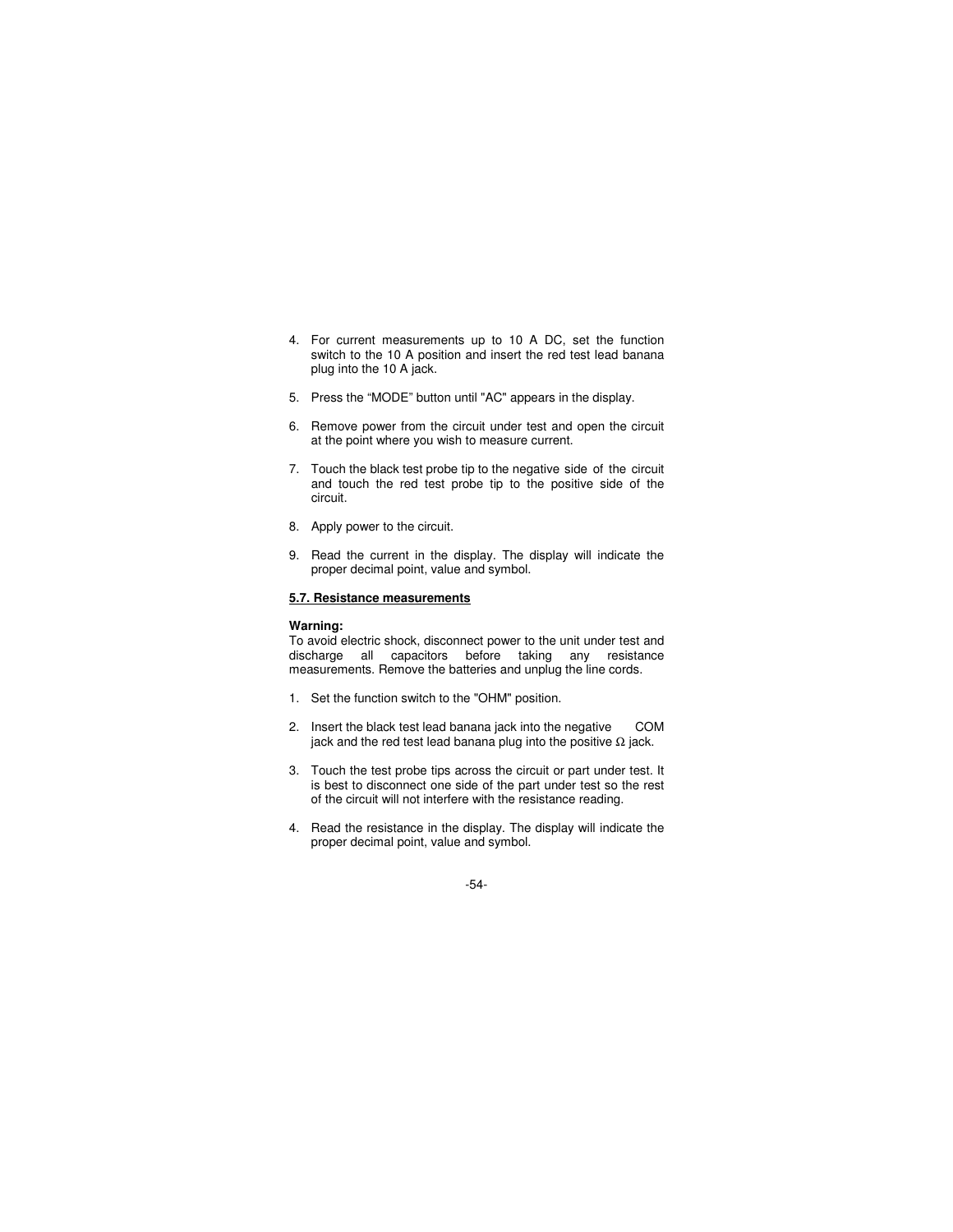4. For current measurements up to 10 A DC, set the function switch to the 10 A position and insert the red test lead banana plug into the 10 A jack.

5. Press the “MODE” button until "AC" appears in the display.

6. Remove power from the circuit under test and open the circuit at the point where you wish to measure current.

7. Touch the black test probe tip to the negative side of the circuit and touch the red test probe tip to the positive side of the circuit.

8. Apply power to the circuit.

9. Read the current in the display. The display will indicate the proper decimal point, value and symbol.

**5.7. Resistance measurements**

**Warning:**
To avoid electric shock, disconnect power to the unit under test and discharge all capacitors before taking any resistance measurements. Remove the batteries and unplug the line cords.

1. Set the function switch to the "OHM" position.

2. Insert the black test lead banana jack into the negative COM jack and the red test lead banana plug into the positive Ω jack.

3. Touch the test probe tips across the circuit or part under test. It is best to disconnect one side of the part under test so the rest of the circuit will not interfere with the resistance reading.

4. Read the resistance in the display. The display will indicate the proper decimal point, value and symbol.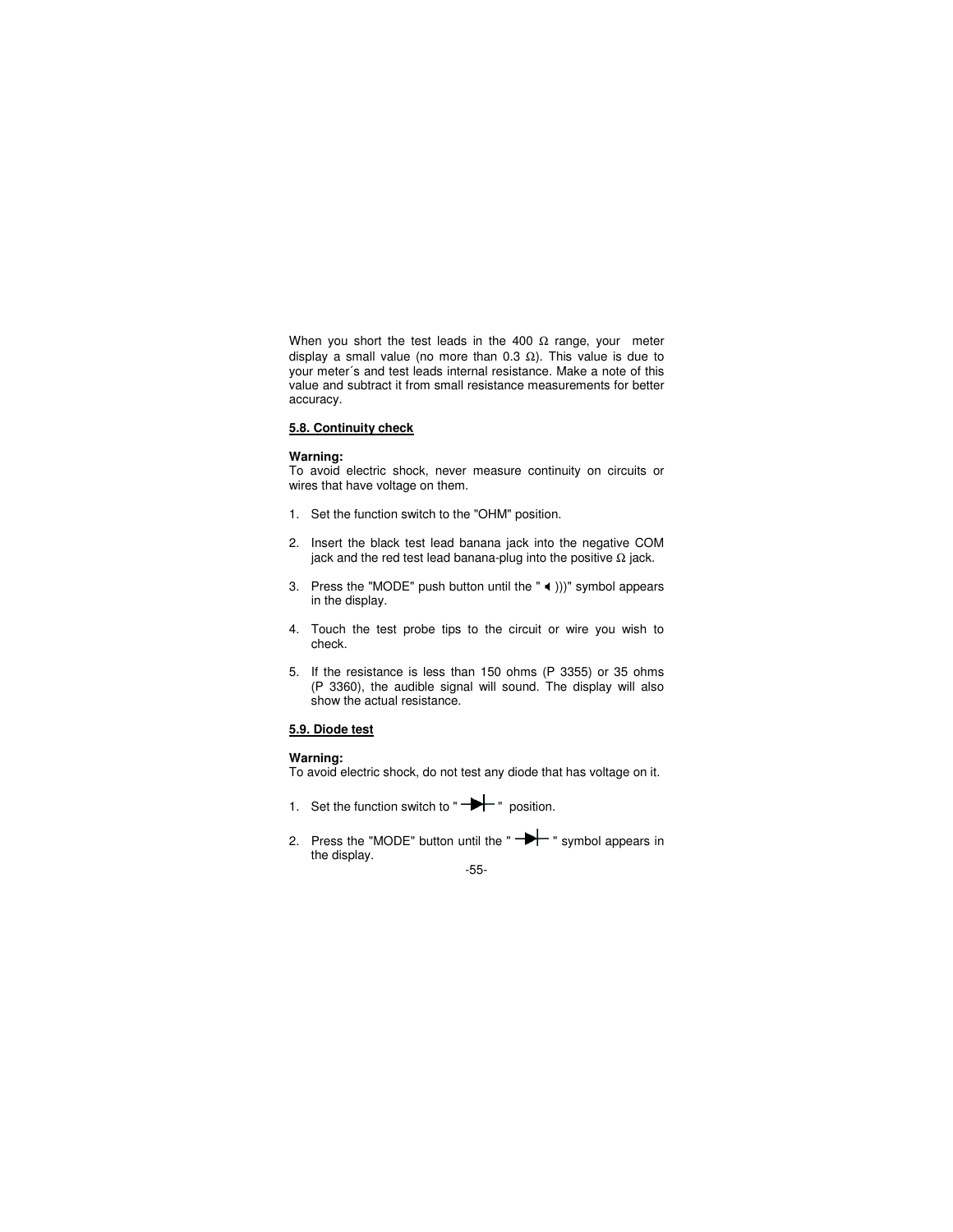When you short the test leads in the 400 Ω range, your meter display a small value (no more than 0.3 Ω). This value is due to your meter´s and test leads internal resistance. Make a note of this value and subtract it from small resistance measurements for better accuracy.

### 5.8. Continuity check

**Warning:**
To avoid electric shock, never measure continuity on circuits or wires that have voltage on them.

1. Set the function switch to the "OHM" position.

2. Insert the black test lead banana jack into the negative COM jack and the red test lead banana-plug into the positive Ω jack.

3. Press the "MODE" push button until the " ◄)))" symbol appears in the display.

4. Touch the test probe tips to the circuit or wire you wish to check.

5. If the resistance is less than 150 ohms (P 3355) or 35 ohms (P 3360), the audible signal will sound. The display will also show the actual resistance.

### 5.9. Diode test

**Warning:**
To avoid electric shock, do not test any diode that has voltage on it.

1. Set the function switch to " ─▶├─ " position.

2. Press the "MODE" button until the " ─▶├─ " symbol appears in the display.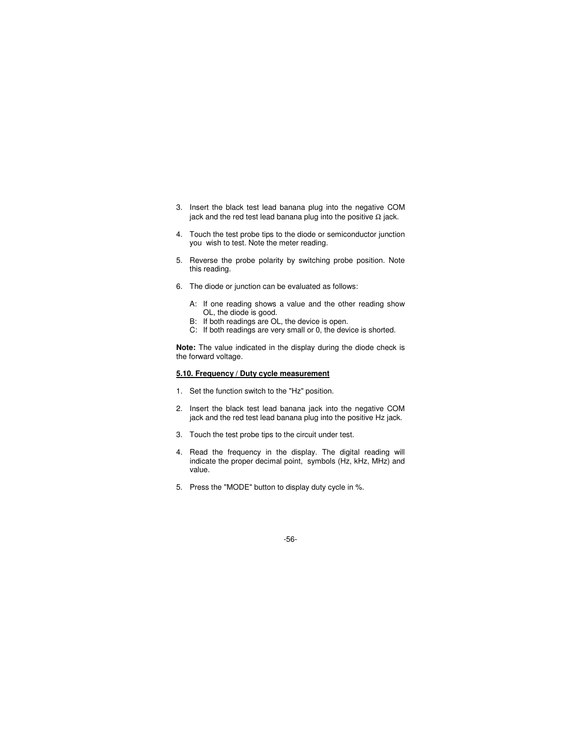3. Insert the black test lead banana plug into the negative COM jack and the red test lead banana plug into the positive Ω jack.

4. Touch the test probe tips to the diode or semiconductor junction you wish to test. Note the meter reading.

5. Reverse the probe polarity by switching probe position. Note this reading.

6. The diode or junction can be evaluated as follows:

   A: If one reading shows a value and the other reading show OL, the diode is good.
   B: If both readings are OL, the device is open.
   C: If both readings are very small or 0, the device is shorted.

**Note:** The value indicated in the display during the diode check is the forward voltage.

**5.10. Frequency / Duty cycle measurement**

1. Set the function switch to the "Hz" position.

2. Insert the black test lead banana jack into the negative COM jack and the red test lead banana plug into the positive Hz jack.

3. Touch the test probe tips to the circuit under test.

4. Read the frequency in the display. The digital reading will indicate the proper decimal point, symbols (Hz, kHz, MHz) and value.

5. Press the "MODE" button to display duty cycle in %.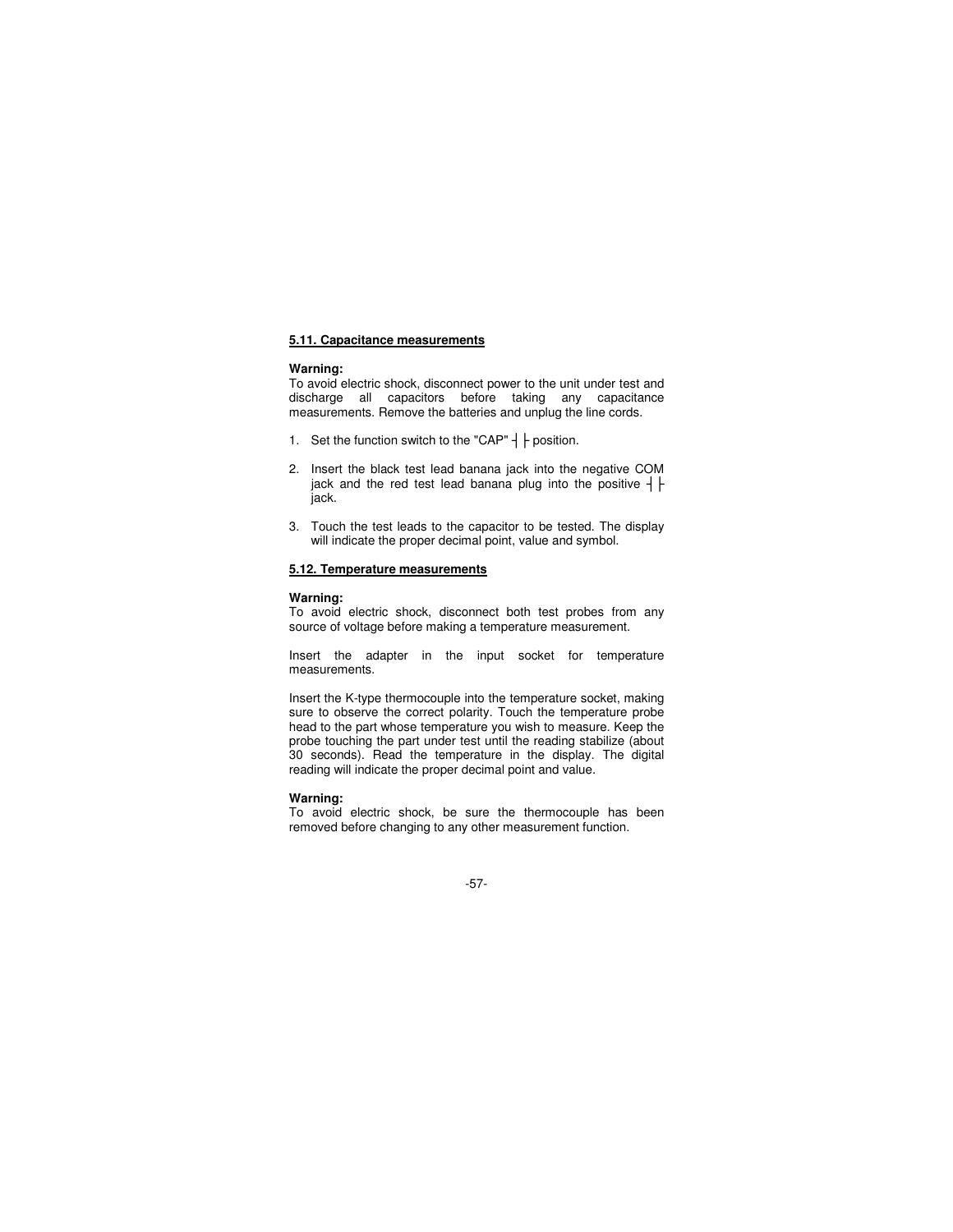## 5.11. Capacitance measurements

**Warning:**
To avoid electric shock, disconnect power to the unit under test and discharge all capacitors before taking any capacitance measurements. Remove the batteries and unplug the line cords.

1. Set the function switch to the "CAP" ┤├ position.

2. Insert the black test lead banana jack into the negative COM jack and the red test lead banana plug into the positive ┤├ jack.

3. Touch the test leads to the capacitor to be tested. The display will indicate the proper decimal point, value and symbol.

## 5.12. Temperature measurements

**Warning:**
To avoid electric shock, disconnect both test probes from any source of voltage before making a temperature measurement.

Insert the adapter in the input socket for temperature measurements.

Insert the K-type thermocouple into the temperature socket, making sure to observe the correct polarity. Touch the temperature probe head to the part whose temperature you wish to measure. Keep the probe touching the part under test until the reading stabilize (about 30 seconds). Read the temperature in the display. The digital reading will indicate the proper decimal point and value.

**Warning:**
To avoid electric shock, be sure the thermocouple has been removed before changing to any other measurement function.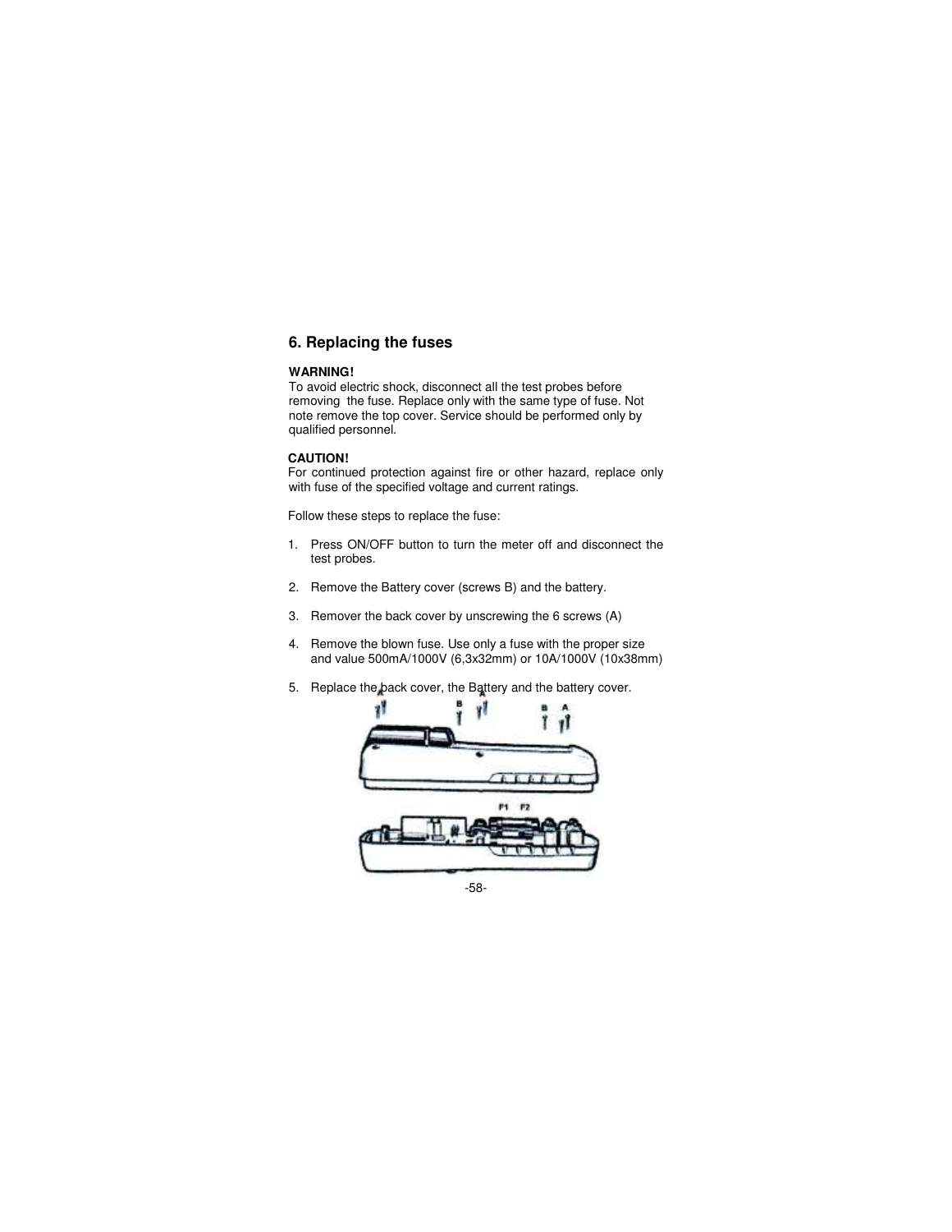## 6. Replacing the fuses

**WARNING!**
To avoid electric shock, disconnect all the test probes before removing the fuse. Replace only with the same type of fuse. Not note remove the top cover. Service should be performed only by qualified personnel.

**CAUTION!**
For continued protection against fire or other hazard, replace only with fuse of the specified voltage and current ratings.

Follow these steps to replace the fuse:

1. Press ON/OFF button to turn the meter off and disconnect the test probes.

2. Remove the Battery cover (screws B) and the battery.

3. Remover the back cover by unscrewing the 6 screws (A)

4. Remove the blown fuse. Use only a fuse with the proper size and value 500mA/1000V (6,3x32mm) or 10A/1000V (10x38mm)

5. Replace the back cover, the Battery and the battery cover.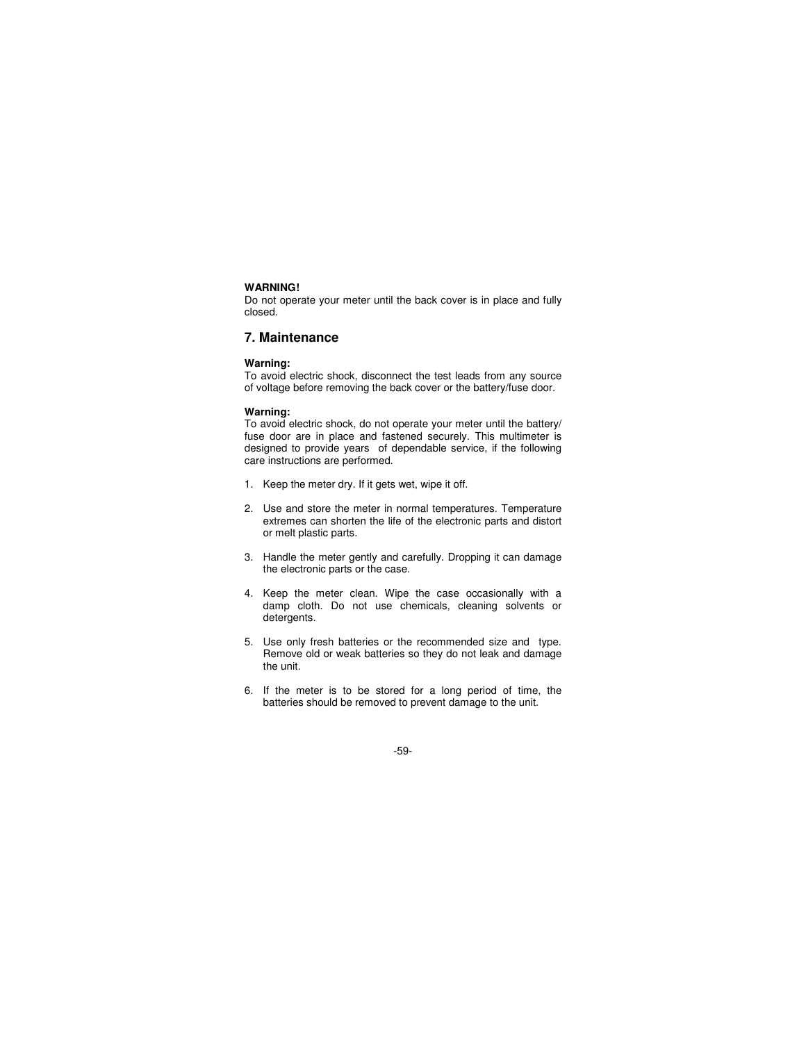**WARNING!**
Do not operate your meter until the back cover is in place and fully closed.

## 7. Maintenance

**Warning:**
To avoid electric shock, disconnect the test leads from any source of voltage before removing the back cover or the battery/fuse door.

**Warning:**
To avoid electric shock, do not operate your meter until the battery/ fuse door are in place and fastened securely. This multimeter is designed to provide years of dependable service, if the following care instructions are performed.

1. Keep the meter dry. If it gets wet, wipe it off.

2. Use and store the meter in normal temperatures. Temperature extremes can shorten the life of the electronic parts and distort or melt plastic parts.

3. Handle the meter gently and carefully. Dropping it can damage the electronic parts or the case.

4. Keep the meter clean. Wipe the case occasionally with a damp cloth. Do not use chemicals, cleaning solvents or detergents.

5. Use only fresh batteries or the recommended size and type. Remove old or weak batteries so they do not leak and damage the unit.

6. If the meter is to be stored for a long period of time, the batteries should be removed to prevent damage to the unit.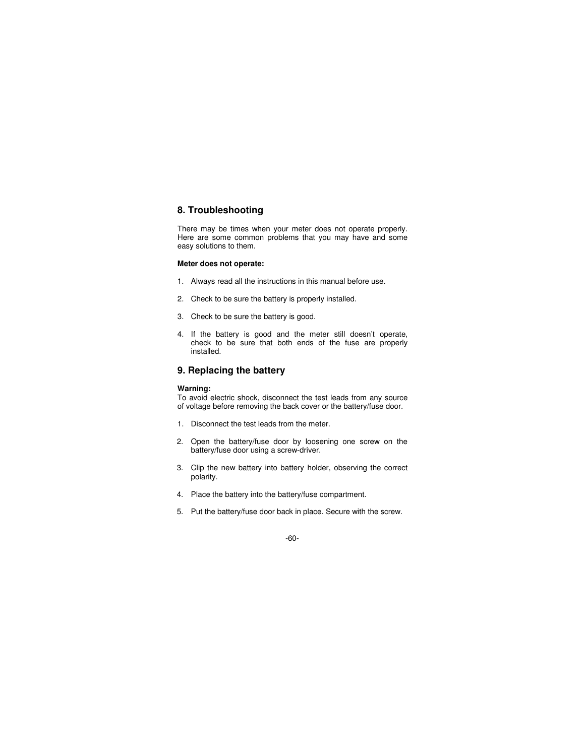## 8. Troubleshooting

There may be times when your meter does not operate properly. Here are some common problems that you may have and some easy solutions to them.

**Meter does not operate:**

1. Always read all the instructions in this manual before use.
2. Check to be sure the battery is properly installed.
3. Check to be sure the battery is good.
4. If the battery is good and the meter still doesn't operate, check to be sure that both ends of the fuse are properly installed.

## 9. Replacing the battery

**Warning:**
To avoid electric shock, disconnect the test leads from any source of voltage before removing the back cover or the battery/fuse door.

1. Disconnect the test leads from the meter.
2. Open the battery/fuse door by loosening one screw on the battery/fuse door using a screw-driver.
3. Clip the new battery into battery holder, observing the correct polarity.
4. Place the battery into the battery/fuse compartment.
5. Put the battery/fuse door back in place. Secure with the screw.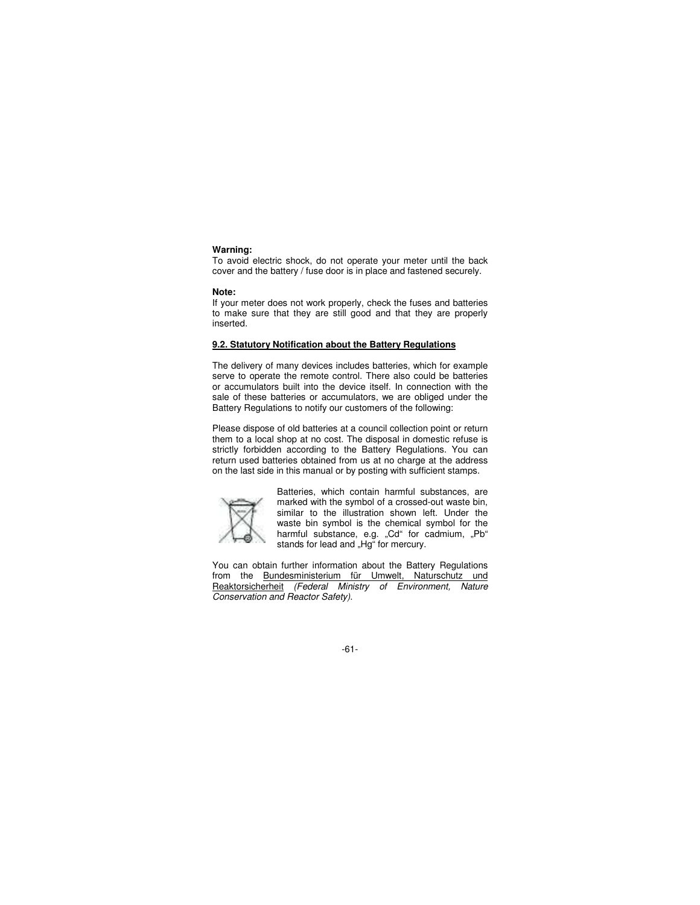**Warning:**
To avoid electric shock, do not operate your meter until the back cover and the battery / fuse door is in place and fastened securely.

**Note:**
If your meter does not work properly, check the fuses and batteries to make sure that they are still good and that they are properly inserted.

### 9.2. Statutory Notification about the Battery Regulations

The delivery of many devices includes batteries, which for example serve to operate the remote control. There also could be batteries or accumulators built into the device itself. In connection with the sale of these batteries or accumulators, we are obliged under the Battery Regulations to notify our customers of the following:

Please dispose of old batteries at a council collection point or return them to a local shop at no cost. The disposal in domestic refuse is strictly forbidden according to the Battery Regulations. You can return used batteries obtained from us at no charge at the address on the last side in this manual or by posting with sufficient stamps.

Batteries, which contain harmful substances, are marked with the symbol of a crossed-out waste bin, similar to the illustration shown left. Under the waste bin symbol is the chemical symbol for the harmful substance, e.g. „Cd“ for cadmium, „Pb“ stands for lead and „Hg“ for mercury.

You can obtain further information about the Battery Regulations from the Bundesministerium für Umwelt, Naturschutz und Reaktorsicherheit *(Federal Ministry of Environment, Nature Conservation and Reactor Safety).*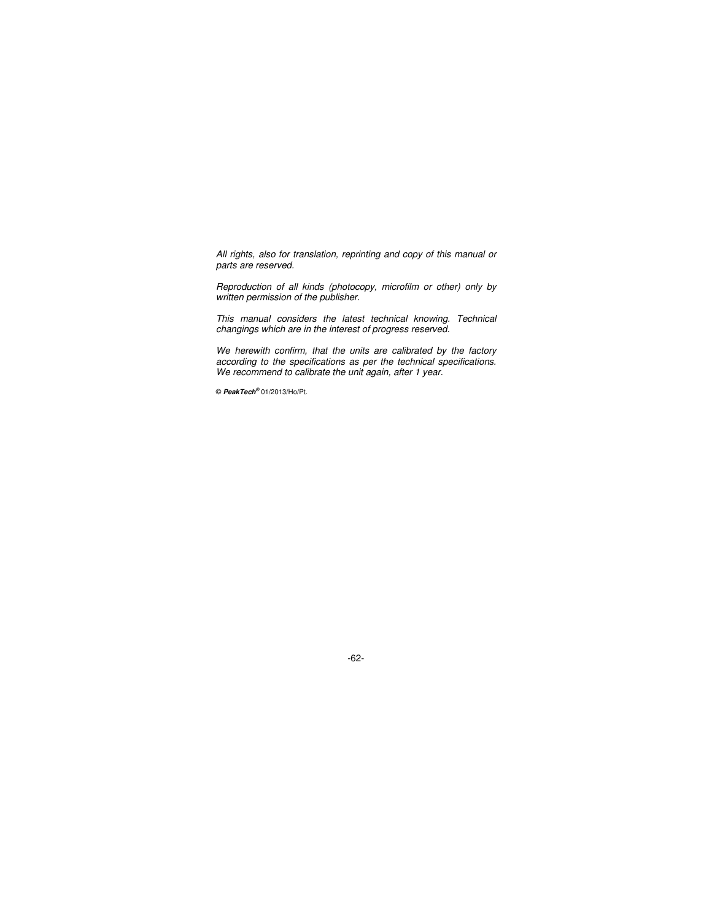*All rights, also for translation, reprinting and copy of this manual or parts are reserved.*

*Reproduction of all kinds (photocopy, microfilm or other) only by written permission of the publisher.*

*This manual considers the latest technical knowing. Technical changings which are in the interest of progress reserved.*

*We herewith confirm, that the units are calibrated by the factory according to the specifications as per the technical specifications. We recommend to calibrate the unit again, after 1 year.*

© ***PeakTech®*** 01/2013/Ho/Pt.